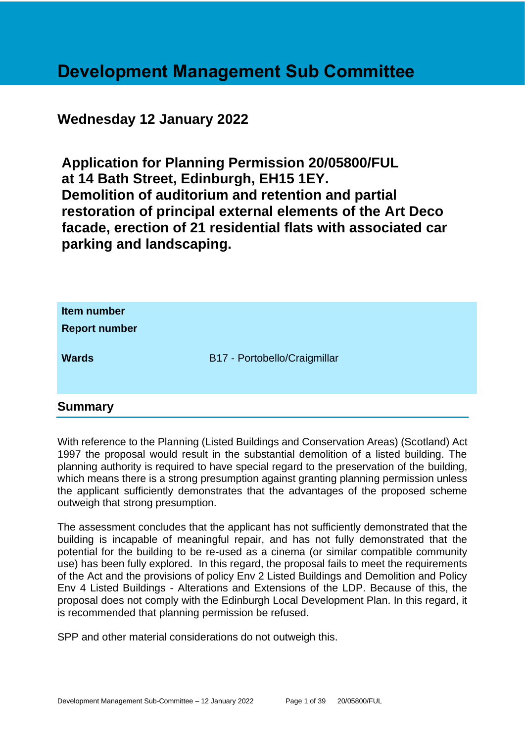# Development Management Sub Committee

## Wednesday 12 January 2022

## Application for Planning Permission 20/05800/FUL at 14 Bath Street, Edinburgh, EH15 1EY. Demolition of auditorium and retention and partial restoration of principal external elements of the Art Deco facade, erection of 21 residential flats with associated car parking and landscaping.

| | |
|---|---|
| **Item number** | |
| **Report number** | |
| **Wards** | B17 - Portobello/Craigmillar |

## Summary

With reference to the Planning (Listed Buildings and Conservation Areas) (Scotland) Act 1997 the proposal would result in the substantial demolition of a listed building. The planning authority is required to have special regard to the preservation of the building, which means there is a strong presumption against granting planning permission unless the applicant sufficiently demonstrates that the advantages of the proposed scheme outweigh that strong presumption.

The assessment concludes that the applicant has not sufficiently demonstrated that the building is incapable of meaningful repair, and has not fully demonstrated that the potential for the building to be re-used as a cinema (or similar compatible community use) has been fully explored. In this regard, the proposal fails to meet the requirements of the Act and the provisions of policy Env 2 Listed Buildings and Demolition and Policy Env 4 Listed Buildings - Alterations and Extensions of the LDP. Because of this, the proposal does not comply with the Edinburgh Local Development Plan. In this regard, it is recommended that planning permission be refused.

SPP and other material considerations do not outweigh this.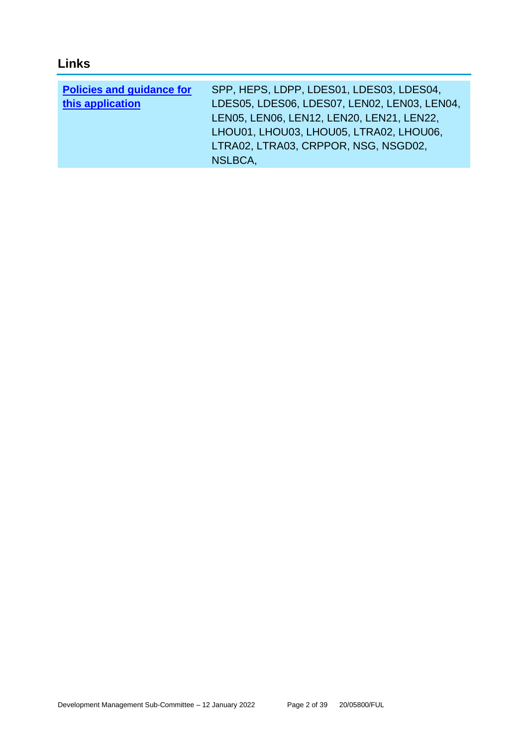## Links

| **Policies and guidance for this application** | SPP, HEPS, LDPP, LDES01, LDES03, LDES04, LDES05, LDES06, LDES07, LEN02, LEN03, LEN04, LEN05, LEN06, LEN12, LEN20, LEN21, LEN22, LHOU01, LHOU03, LHOU05, LTRA02, LHOU06, LTRA02, LTRA03, CRPPOR, NSG, NSGD02, NSLBCA, |
|---|---|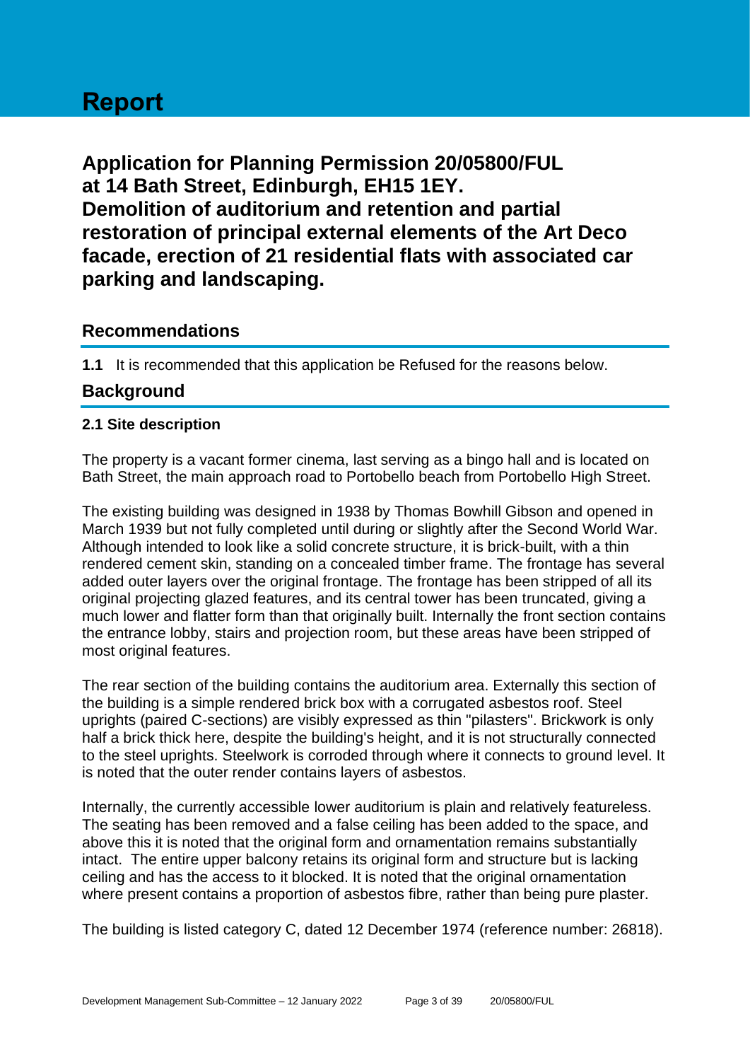# Report

## Application for Planning Permission 20/05800/FUL at 14 Bath Street, Edinburgh, EH15 1EY. Demolition of auditorium and retention and partial restoration of principal external elements of the Art Deco facade, erection of 21 residential flats with associated car parking and landscaping.

## Recommendations

**1.1** It is recommended that this application be Refused for the reasons below.

## Background

### 2.1 Site description

The property is a vacant former cinema, last serving as a bingo hall and is located on Bath Street, the main approach road to Portobello beach from Portobello High Street.

The existing building was designed in 1938 by Thomas Bowhill Gibson and opened in March 1939 but not fully completed until during or slightly after the Second World War. Although intended to look like a solid concrete structure, it is brick-built, with a thin rendered cement skin, standing on a concealed timber frame. The frontage has several added outer layers over the original frontage. The frontage has been stripped of all its original projecting glazed features, and its central tower has been truncated, giving a much lower and flatter form than that originally built. Internally the front section contains the entrance lobby, stairs and projection room, but these areas have been stripped of most original features.

The rear section of the building contains the auditorium area. Externally this section of the building is a simple rendered brick box with a corrugated asbestos roof. Steel uprights (paired C-sections) are visibly expressed as thin "pilasters". Brickwork is only half a brick thick here, despite the building's height, and it is not structurally connected to the steel uprights. Steelwork is corroded through where it connects to ground level. It is noted that the outer render contains layers of asbestos.

Internally, the currently accessible lower auditorium is plain and relatively featureless. The seating has been removed and a false ceiling has been added to the space, and above this it is noted that the original form and ornamentation remains substantially intact. The entire upper balcony retains its original form and structure but is lacking ceiling and has the access to it blocked. It is noted that the original ornamentation where present contains a proportion of asbestos fibre, rather than being pure plaster.

The building is listed category C, dated 12 December 1974 (reference number: 26818).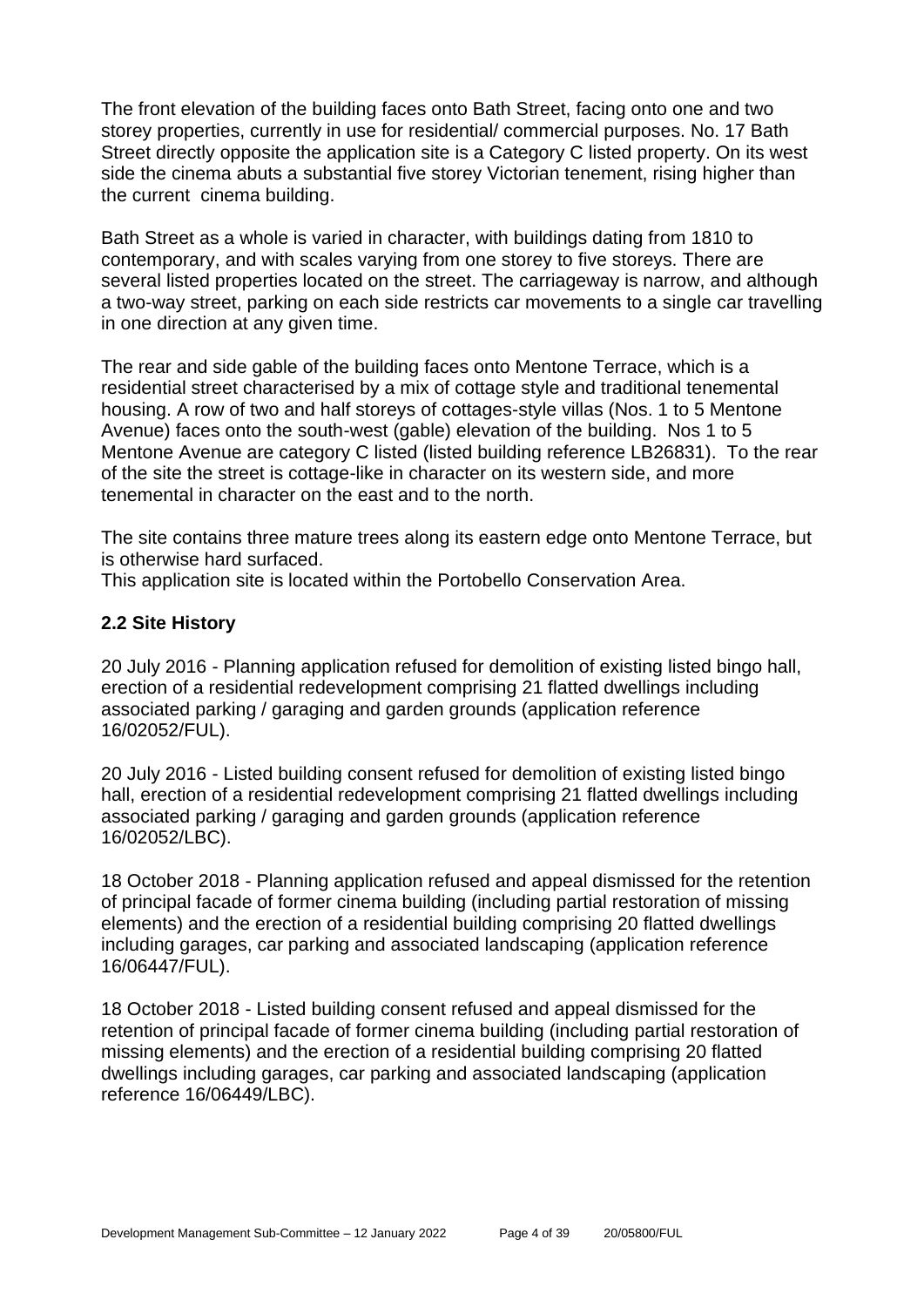The front elevation of the building faces onto Bath Street, facing onto one and two storey properties, currently in use for residential/ commercial purposes. No. 17 Bath Street directly opposite the application site is a Category C listed property. On its west side the cinema abuts a substantial five storey Victorian tenement, rising higher than the current cinema building.

Bath Street as a whole is varied in character, with buildings dating from 1810 to contemporary, and with scales varying from one storey to five storeys. There are several listed properties located on the street. The carriageway is narrow, and although a two-way street, parking on each side restricts car movements to a single car travelling in one direction at any given time.

The rear and side gable of the building faces onto Mentone Terrace, which is a residential street characterised by a mix of cottage style and traditional tenemental housing. A row of two and half storeys of cottages-style villas (Nos. 1 to 5 Mentone Avenue) faces onto the south-west (gable) elevation of the building. Nos 1 to 5 Mentone Avenue are category C listed (listed building reference LB26831). To the rear of the site the street is cottage-like in character on its western side, and more tenemental in character on the east and to the north.

The site contains three mature trees along its eastern edge onto Mentone Terrace, but is otherwise hard surfaced.
This application site is located within the Portobello Conservation Area.

### 2.2 Site History

20 July 2016 - Planning application refused for demolition of existing listed bingo hall, erection of a residential redevelopment comprising 21 flatted dwellings including associated parking / garaging and garden grounds (application reference 16/02052/FUL).

20 July 2016 - Listed building consent refused for demolition of existing listed bingo hall, erection of a residential redevelopment comprising 21 flatted dwellings including associated parking / garaging and garden grounds (application reference 16/02052/LBC).

18 October 2018 - Planning application refused and appeal dismissed for the retention of principal facade of former cinema building (including partial restoration of missing elements) and the erection of a residential building comprising 20 flatted dwellings including garages, car parking and associated landscaping (application reference 16/06447/FUL).

18 October 2018 - Listed building consent refused and appeal dismissed for the retention of principal facade of former cinema building (including partial restoration of missing elements) and the erection of a residential building comprising 20 flatted dwellings including garages, car parking and associated landscaping (application reference 16/06449/LBC).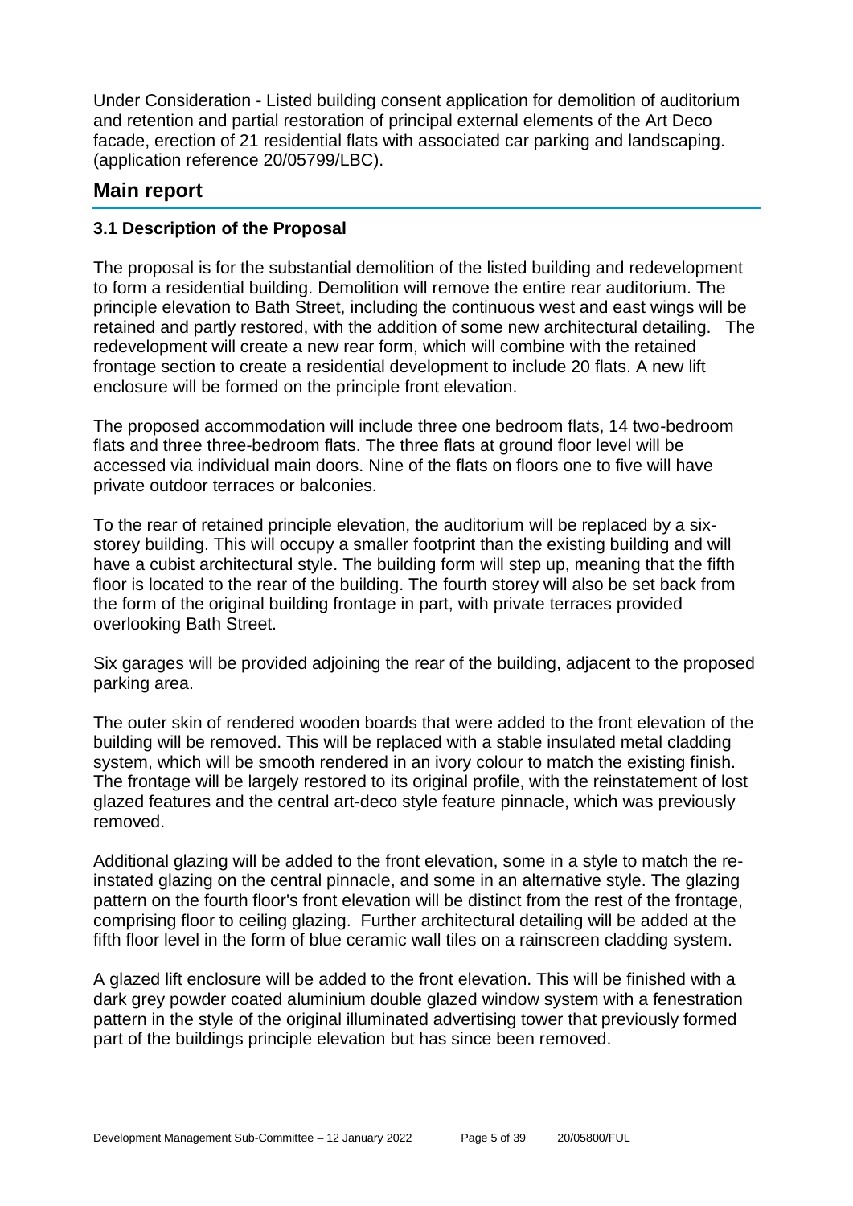Under Consideration - Listed building consent application for demolition of auditorium and retention and partial restoration of principal external elements of the Art Deco facade, erection of 21 residential flats with associated car parking and landscaping. (application reference 20/05799/LBC).

## Main report

### 3.1 Description of the Proposal

The proposal is for the substantial demolition of the listed building and redevelopment to form a residential building. Demolition will remove the entire rear auditorium. The principle elevation to Bath Street, including the continuous west and east wings will be retained and partly restored, with the addition of some new architectural detailing. The redevelopment will create a new rear form, which will combine with the retained frontage section to create a residential development to include 20 flats. A new lift enclosure will be formed on the principle front elevation.

The proposed accommodation will include three one bedroom flats, 14 two-bedroom flats and three three-bedroom flats. The three flats at ground floor level will be accessed via individual main doors. Nine of the flats on floors one to five will have private outdoor terraces or balconies.

To the rear of retained principle elevation, the auditorium will be replaced by a six-storey building. This will occupy a smaller footprint than the existing building and will have a cubist architectural style. The building form will step up, meaning that the fifth floor is located to the rear of the building. The fourth storey will also be set back from the form of the original building frontage in part, with private terraces provided overlooking Bath Street.

Six garages will be provided adjoining the rear of the building, adjacent to the proposed parking area.

The outer skin of rendered wooden boards that were added to the front elevation of the building will be removed. This will be replaced with a stable insulated metal cladding system, which will be smooth rendered in an ivory colour to match the existing finish. The frontage will be largely restored to its original profile, with the reinstatement of lost glazed features and the central art-deco style feature pinnacle, which was previously removed.

Additional glazing will be added to the front elevation, some in a style to match the re-instated glazing on the central pinnacle, and some in an alternative style. The glazing pattern on the fourth floor's front elevation will be distinct from the rest of the frontage, comprising floor to ceiling glazing. Further architectural detailing will be added at the fifth floor level in the form of blue ceramic wall tiles on a rainscreen cladding system.

A glazed lift enclosure will be added to the front elevation. This will be finished with a dark grey powder coated aluminium double glazed window system with a fenestration pattern in the style of the original illuminated advertising tower that previously formed part of the buildings principle elevation but has since been removed.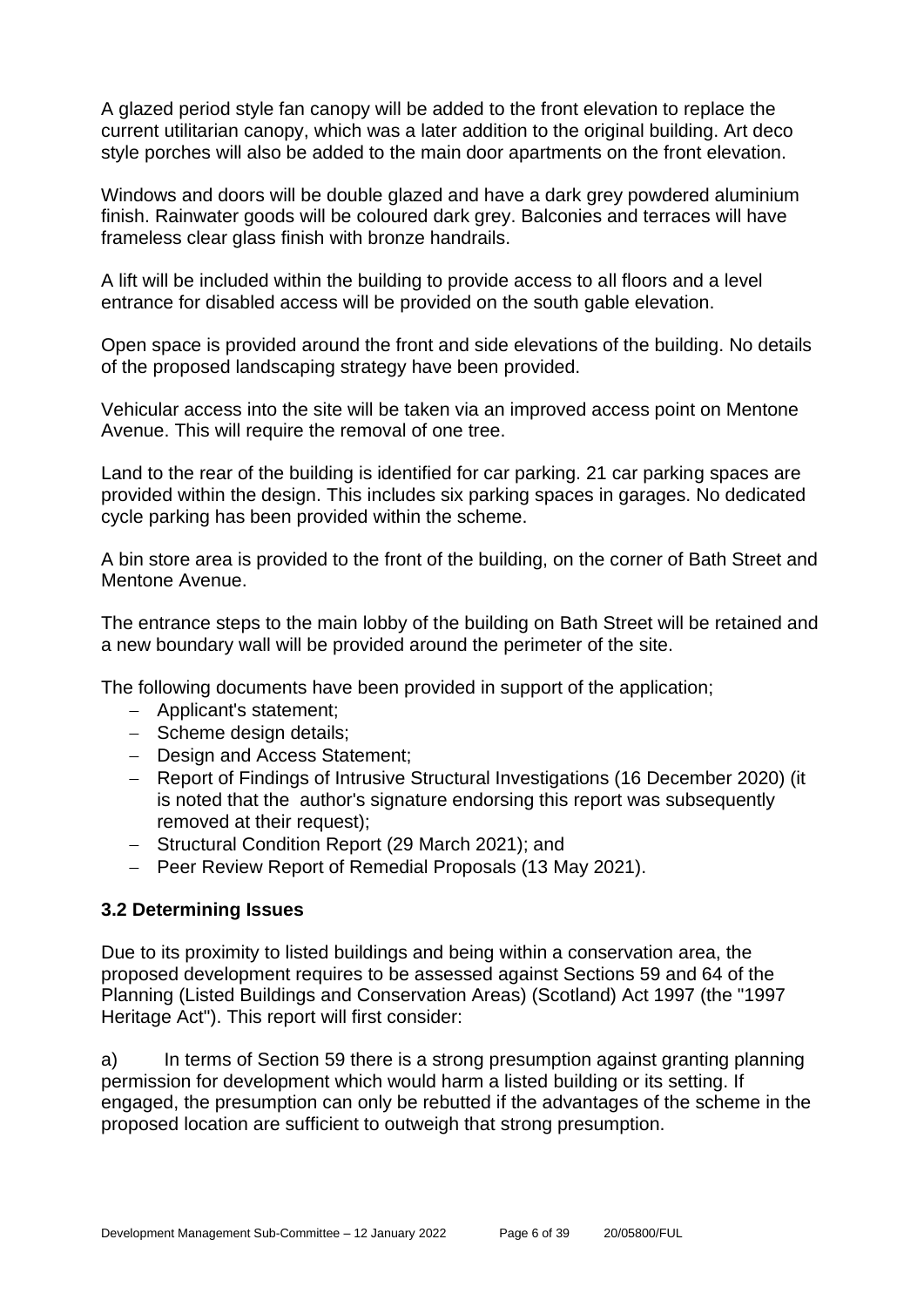A glazed period style fan canopy will be added to the front elevation to replace the current utilitarian canopy, which was a later addition to the original building. Art deco style porches will also be added to the main door apartments on the front elevation.

Windows and doors will be double glazed and have a dark grey powdered aluminium finish. Rainwater goods will be coloured dark grey. Balconies and terraces will have frameless clear glass finish with bronze handrails.

A lift will be included within the building to provide access to all floors and a level entrance for disabled access will be provided on the south gable elevation.

Open space is provided around the front and side elevations of the building. No details of the proposed landscaping strategy have been provided.

Vehicular access into the site will be taken via an improved access point on Mentone Avenue. This will require the removal of one tree.

Land to the rear of the building is identified for car parking. 21 car parking spaces are provided within the design. This includes six parking spaces in garages. No dedicated cycle parking has been provided within the scheme.

A bin store area is provided to the front of the building, on the corner of Bath Street and Mentone Avenue.

The entrance steps to the main lobby of the building on Bath Street will be retained and a new boundary wall will be provided around the perimeter of the site.

The following documents have been provided in support of the application;

- Applicant's statement;
- Scheme design details;
- Design and Access Statement;
- Report of Findings of Intrusive Structural Investigations (16 December 2020) (it is noted that the author's signature endorsing this report was subsequently removed at their request);
- Structural Condition Report (29 March 2021); and
- Peer Review Report of Remedial Proposals (13 May 2021).

### 3.2 Determining Issues

Due to its proximity to listed buildings and being within a conservation area, the proposed development requires to be assessed against Sections 59 and 64 of the Planning (Listed Buildings and Conservation Areas) (Scotland) Act 1997 (the "1997 Heritage Act"). This report will first consider:

a) In terms of Section 59 there is a strong presumption against granting planning permission for development which would harm a listed building or its setting. If engaged, the presumption can only be rebutted if the advantages of the scheme in the proposed location are sufficient to outweigh that strong presumption.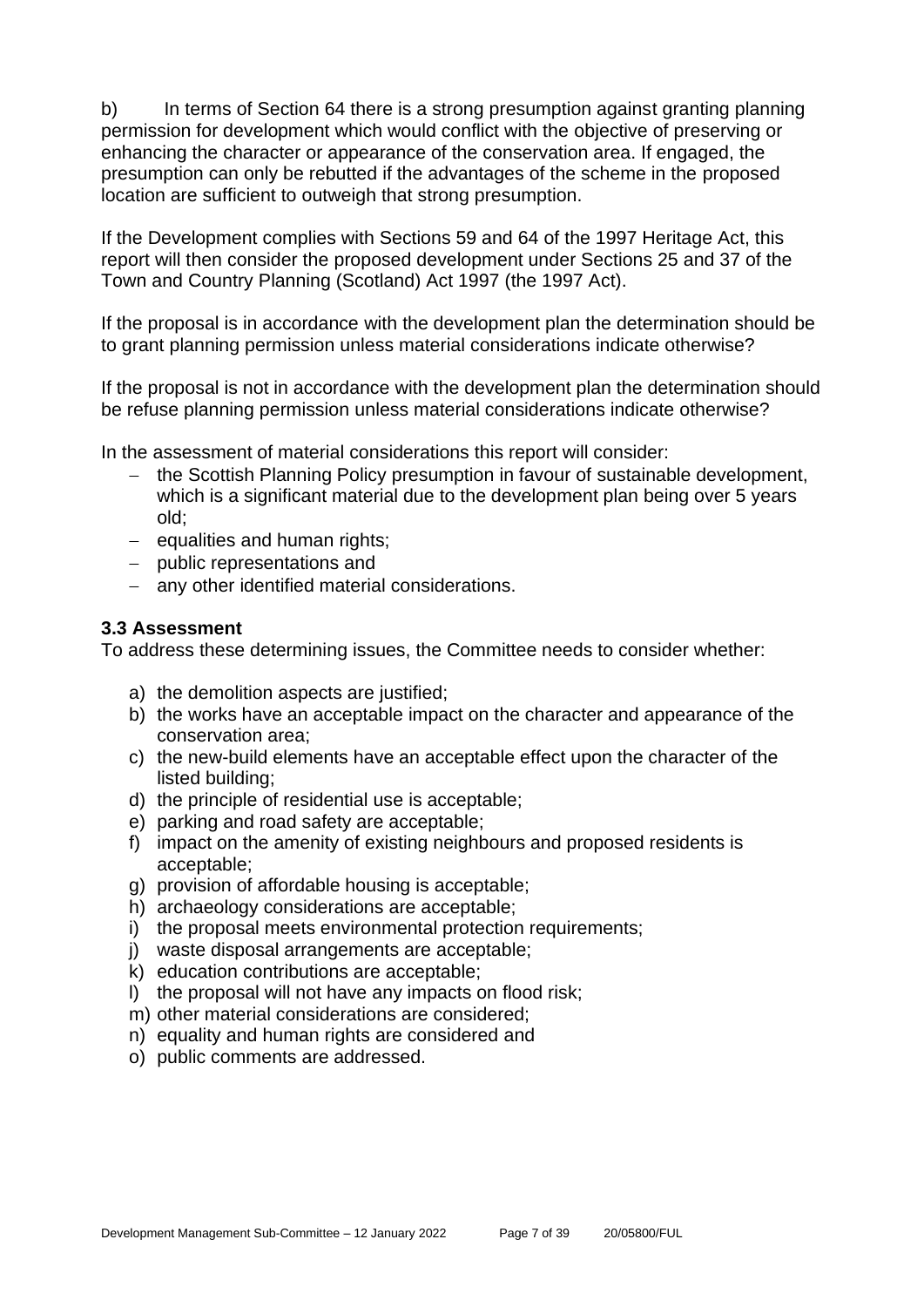b) In terms of Section 64 there is a strong presumption against granting planning permission for development which would conflict with the objective of preserving or enhancing the character or appearance of the conservation area. If engaged, the presumption can only be rebutted if the advantages of the scheme in the proposed location are sufficient to outweigh that strong presumption.

If the Development complies with Sections 59 and 64 of the 1997 Heritage Act, this report will then consider the proposed development under Sections 25 and 37 of the Town and Country Planning (Scotland) Act 1997 (the 1997 Act).

If the proposal is in accordance with the development plan the determination should be to grant planning permission unless material considerations indicate otherwise?

If the proposal is not in accordance with the development plan the determination should be refuse planning permission unless material considerations indicate otherwise?

In the assessment of material considerations this report will consider:

- the Scottish Planning Policy presumption in favour of sustainable development, which is a significant material due to the development plan being over 5 years old;
- equalities and human rights;
- public representations and
- any other identified material considerations.

### 3.3 Assessment

To address these determining issues, the Committee needs to consider whether:

a) the demolition aspects are justified;
b) the works have an acceptable impact on the character and appearance of the conservation area;
c) the new-build elements have an acceptable effect upon the character of the listed building;
d) the principle of residential use is acceptable;
e) parking and road safety are acceptable;
f) impact on the amenity of existing neighbours and proposed residents is acceptable;
g) provision of affordable housing is acceptable;
h) archaeology considerations are acceptable;
i) the proposal meets environmental protection requirements;
j) waste disposal arrangements are acceptable;
k) education contributions are acceptable;
l) the proposal will not have any impacts on flood risk;
m) other material considerations are considered;
n) equality and human rights are considered and
o) public comments are addressed.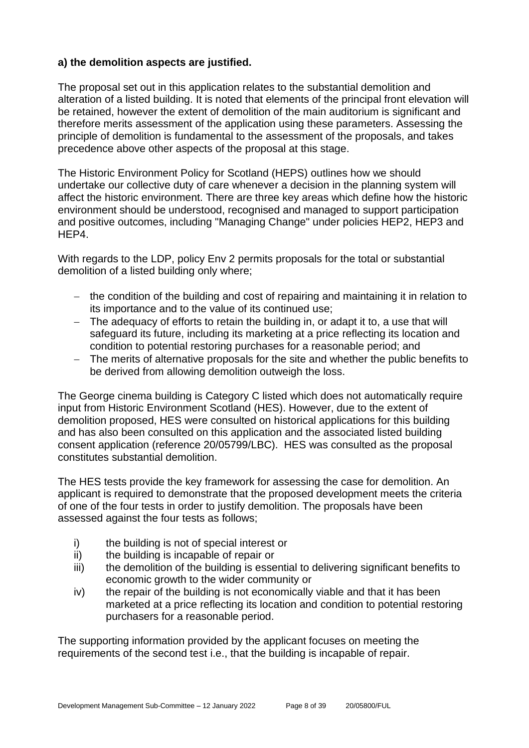**a) the demolition aspects are justified.**

The proposal set out in this application relates to the substantial demolition and alteration of a listed building. It is noted that elements of the principal front elevation will be retained, however the extent of demolition of the main auditorium is significant and therefore merits assessment of the application using these parameters. Assessing the principle of demolition is fundamental to the assessment of the proposals, and takes precedence above other aspects of the proposal at this stage.

The Historic Environment Policy for Scotland (HEPS) outlines how we should undertake our collective duty of care whenever a decision in the planning system will affect the historic environment. There are three key areas which define how the historic environment should be understood, recognised and managed to support participation and positive outcomes, including "Managing Change" under policies HEP2, HEP3 and HEP4.

With regards to the LDP, policy Env 2 permits proposals for the total or substantial demolition of a listed building only where;

- the condition of the building and cost of repairing and maintaining it in relation to its importance and to the value of its continued use;
- The adequacy of efforts to retain the building in, or adapt it to, a use that will safeguard its future, including its marketing at a price reflecting its location and condition to potential restoring purchases for a reasonable period; and
- The merits of alternative proposals for the site and whether the public benefits to be derived from allowing demolition outweigh the loss.

The George cinema building is Category C listed which does not automatically require input from Historic Environment Scotland (HES). However, due to the extent of demolition proposed, HES were consulted on historical applications for this building and has also been consulted on this application and the associated listed building consent application (reference 20/05799/LBC). HES was consulted as the proposal constitutes substantial demolition.

The HES tests provide the key framework for assessing the case for demolition. An applicant is required to demonstrate that the proposed development meets the criteria of one of the four tests in order to justify demolition. The proposals have been assessed against the four tests as follows;

i) the building is not of special interest or
ii) the building is incapable of repair or
iii) the demolition of the building is essential to delivering significant benefits to economic growth to the wider community or
iv) the repair of the building is not economically viable and that it has been marketed at a price reflecting its location and condition to potential restoring purchasers for a reasonable period.

The supporting information provided by the applicant focuses on meeting the requirements of the second test i.e., that the building is incapable of repair.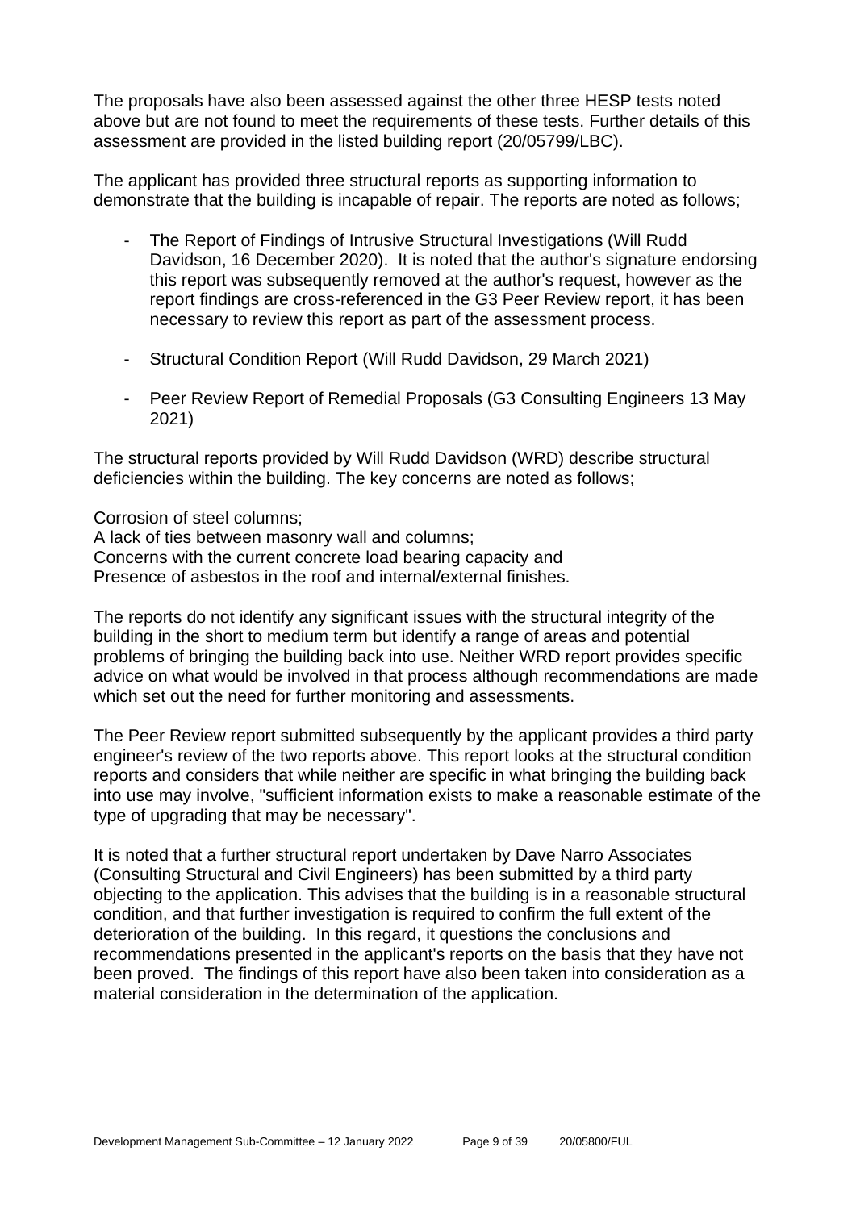The proposals have also been assessed against the other three HESP tests noted above but are not found to meet the requirements of these tests. Further details of this assessment are provided in the listed building report (20/05799/LBC).

The applicant has provided three structural reports as supporting information to demonstrate that the building is incapable of repair. The reports are noted as follows;

- The Report of Findings of Intrusive Structural Investigations (Will Rudd Davidson, 16 December 2020). It is noted that the author's signature endorsing this report was subsequently removed at the author's request, however as the report findings are cross-referenced in the G3 Peer Review report, it has been necessary to review this report as part of the assessment process.
- Structural Condition Report (Will Rudd Davidson, 29 March 2021)
- Peer Review Report of Remedial Proposals (G3 Consulting Engineers 13 May 2021)

The structural reports provided by Will Rudd Davidson (WRD) describe structural deficiencies within the building. The key concerns are noted as follows;

Corrosion of steel columns;
A lack of ties between masonry wall and columns;
Concerns with the current concrete load bearing capacity and
Presence of asbestos in the roof and internal/external finishes.

The reports do not identify any significant issues with the structural integrity of the building in the short to medium term but identify a range of areas and potential problems of bringing the building back into use. Neither WRD report provides specific advice on what would be involved in that process although recommendations are made which set out the need for further monitoring and assessments.

The Peer Review report submitted subsequently by the applicant provides a third party engineer's review of the two reports above. This report looks at the structural condition reports and considers that while neither are specific in what bringing the building back into use may involve, "sufficient information exists to make a reasonable estimate of the type of upgrading that may be necessary".

It is noted that a further structural report undertaken by Dave Narro Associates (Consulting Structural and Civil Engineers) has been submitted by a third party objecting to the application. This advises that the building is in a reasonable structural condition, and that further investigation is required to confirm the full extent of the deterioration of the building. In this regard, it questions the conclusions and recommendations presented in the applicant's reports on the basis that they have not been proved. The findings of this report have also been taken into consideration as a material consideration in the determination of the application.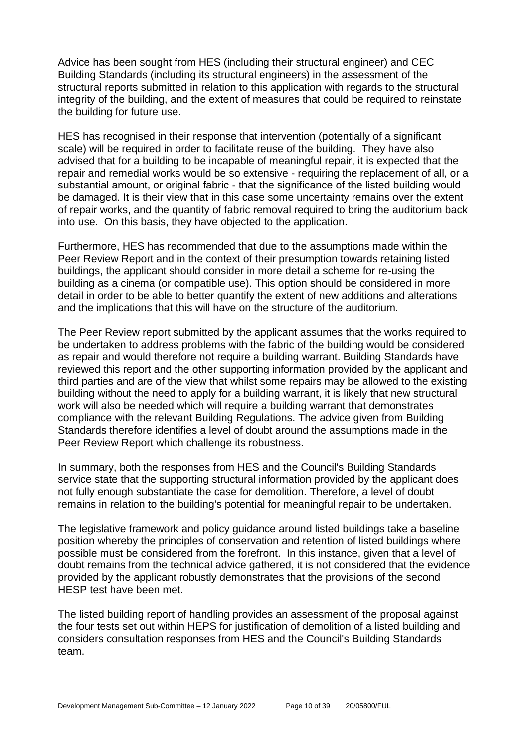Advice has been sought from HES (including their structural engineer) and CEC Building Standards (including its structural engineers) in the assessment of the structural reports submitted in relation to this application with regards to the structural integrity of the building, and the extent of measures that could be required to reinstate the building for future use.

HES has recognised in their response that intervention (potentially of a significant scale) will be required in order to facilitate reuse of the building. They have also advised that for a building to be incapable of meaningful repair, it is expected that the repair and remedial works would be so extensive - requiring the replacement of all, or a substantial amount, or original fabric - that the significance of the listed building would be damaged. It is their view that in this case some uncertainty remains over the extent of repair works, and the quantity of fabric removal required to bring the auditorium back into use. On this basis, they have objected to the application.

Furthermore, HES has recommended that due to the assumptions made within the Peer Review Report and in the context of their presumption towards retaining listed buildings, the applicant should consider in more detail a scheme for re-using the building as a cinema (or compatible use). This option should be considered in more detail in order to be able to better quantify the extent of new additions and alterations and the implications that this will have on the structure of the auditorium.

The Peer Review report submitted by the applicant assumes that the works required to be undertaken to address problems with the fabric of the building would be considered as repair and would therefore not require a building warrant. Building Standards have reviewed this report and the other supporting information provided by the applicant and third parties and are of the view that whilst some repairs may be allowed to the existing building without the need to apply for a building warrant, it is likely that new structural work will also be needed which will require a building warrant that demonstrates compliance with the relevant Building Regulations. The advice given from Building Standards therefore identifies a level of doubt around the assumptions made in the Peer Review Report which challenge its robustness.

In summary, both the responses from HES and the Council's Building Standards service state that the supporting structural information provided by the applicant does not fully enough substantiate the case for demolition. Therefore, a level of doubt remains in relation to the building's potential for meaningful repair to be undertaken.

The legislative framework and policy guidance around listed buildings take a baseline position whereby the principles of conservation and retention of listed buildings where possible must be considered from the forefront. In this instance, given that a level of doubt remains from the technical advice gathered, it is not considered that the evidence provided by the applicant robustly demonstrates that the provisions of the second HESP test have been met.

The listed building report of handling provides an assessment of the proposal against the four tests set out within HEPS for justification of demolition of a listed building and considers consultation responses from HES and the Council's Building Standards team.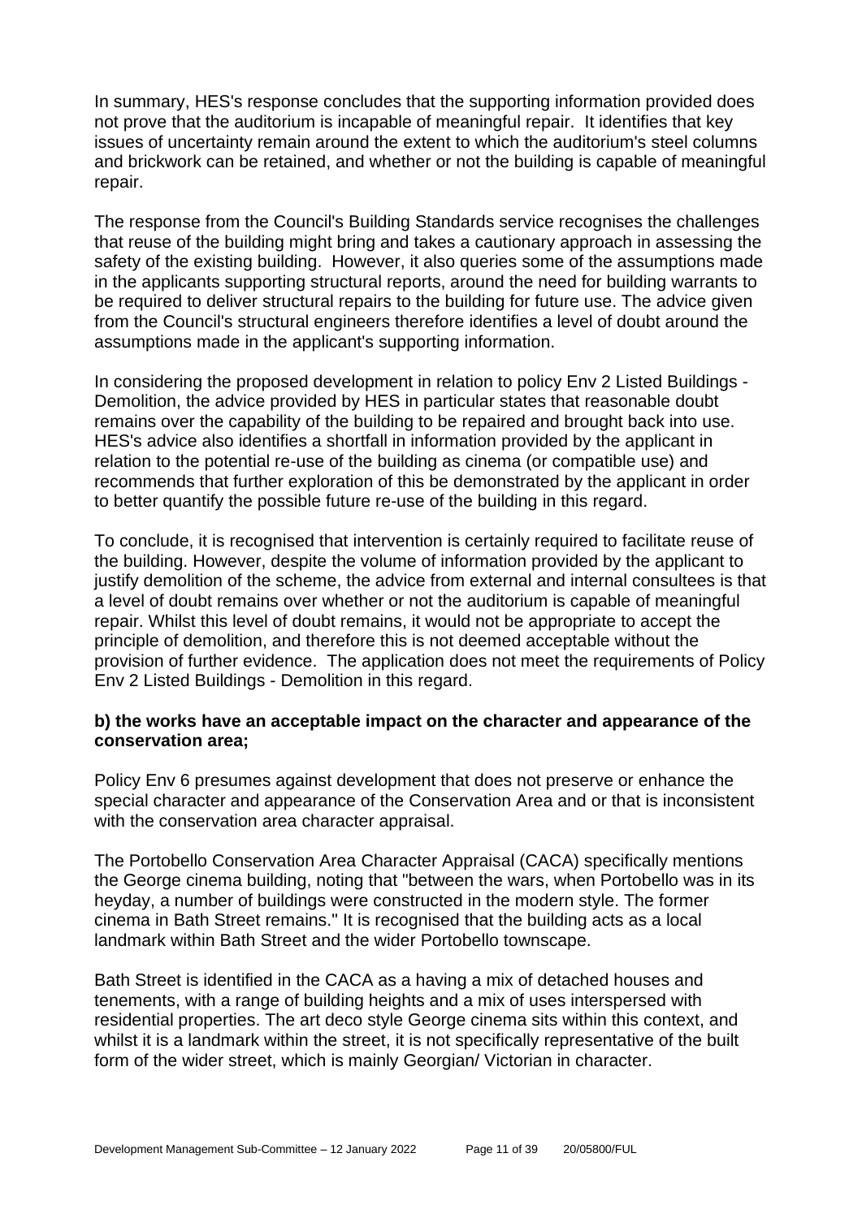In summary, HES's response concludes that the supporting information provided does not prove that the auditorium is incapable of meaningful repair. It identifies that key issues of uncertainty remain around the extent to which the auditorium's steel columns and brickwork can be retained, and whether or not the building is capable of meaningful repair.

The response from the Council's Building Standards service recognises the challenges that reuse of the building might bring and takes a cautionary approach in assessing the safety of the existing building. However, it also queries some of the assumptions made in the applicants supporting structural reports, around the need for building warrants to be required to deliver structural repairs to the building for future use. The advice given from the Council's structural engineers therefore identifies a level of doubt around the assumptions made in the applicant's supporting information.

In considering the proposed development in relation to policy Env 2 Listed Buildings - Demolition, the advice provided by HES in particular states that reasonable doubt remains over the capability of the building to be repaired and brought back into use. HES's advice also identifies a shortfall in information provided by the applicant in relation to the potential re-use of the building as cinema (or compatible use) and recommends that further exploration of this be demonstrated by the applicant in order to better quantify the possible future re-use of the building in this regard.

To conclude, it is recognised that intervention is certainly required to facilitate reuse of the building. However, despite the volume of information provided by the applicant to justify demolition of the scheme, the advice from external and internal consultees is that a level of doubt remains over whether or not the auditorium is capable of meaningful repair. Whilst this level of doubt remains, it would not be appropriate to accept the principle of demolition, and therefore this is not deemed acceptable without the provision of further evidence. The application does not meet the requirements of Policy Env 2 Listed Buildings - Demolition in this regard.

**b) the works have an acceptable impact on the character and appearance of the conservation area;**

Policy Env 6 presumes against development that does not preserve or enhance the special character and appearance of the Conservation Area and or that is inconsistent with the conservation area character appraisal.

The Portobello Conservation Area Character Appraisal (CACA) specifically mentions the George cinema building, noting that "between the wars, when Portobello was in its heyday, a number of buildings were constructed in the modern style. The former cinema in Bath Street remains." It is recognised that the building acts as a local landmark within Bath Street and the wider Portobello townscape.

Bath Street is identified in the CACA as a having a mix of detached houses and tenements, with a range of building heights and a mix of uses interspersed with residential properties. The art deco style George cinema sits within this context, and whilst it is a landmark within the street, it is not specifically representative of the built form of the wider street, which is mainly Georgian/ Victorian in character.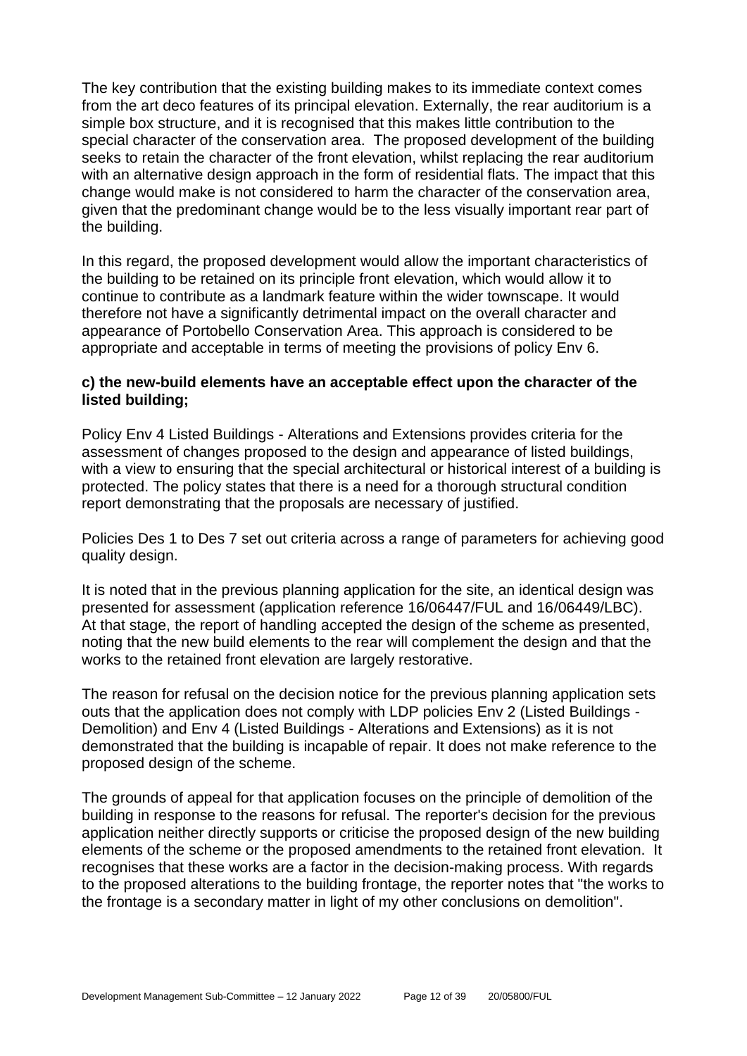The key contribution that the existing building makes to its immediate context comes from the art deco features of its principal elevation. Externally, the rear auditorium is a simple box structure, and it is recognised that this makes little contribution to the special character of the conservation area. The proposed development of the building seeks to retain the character of the front elevation, whilst replacing the rear auditorium with an alternative design approach in the form of residential flats. The impact that this change would make is not considered to harm the character of the conservation area, given that the predominant change would be to the less visually important rear part of the building.

In this regard, the proposed development would allow the important characteristics of the building to be retained on its principle front elevation, which would allow it to continue to contribute as a landmark feature within the wider townscape. It would therefore not have a significantly detrimental impact on the overall character and appearance of Portobello Conservation Area. This approach is considered to be appropriate and acceptable in terms of meeting the provisions of policy Env 6.

**c) the new-build elements have an acceptable effect upon the character of the listed building;**

Policy Env 4 Listed Buildings - Alterations and Extensions provides criteria for the assessment of changes proposed to the design and appearance of listed buildings, with a view to ensuring that the special architectural or historical interest of a building is protected. The policy states that there is a need for a thorough structural condition report demonstrating that the proposals are necessary of justified.

Policies Des 1 to Des 7 set out criteria across a range of parameters for achieving good quality design.

It is noted that in the previous planning application for the site, an identical design was presented for assessment (application reference 16/06447/FUL and 16/06449/LBC). At that stage, the report of handling accepted the design of the scheme as presented, noting that the new build elements to the rear will complement the design and that the works to the retained front elevation are largely restorative.

The reason for refusal on the decision notice for the previous planning application sets outs that the application does not comply with LDP policies Env 2 (Listed Buildings - Demolition) and Env 4 (Listed Buildings - Alterations and Extensions) as it is not demonstrated that the building is incapable of repair. It does not make reference to the proposed design of the scheme.

The grounds of appeal for that application focuses on the principle of demolition of the building in response to the reasons for refusal. The reporter's decision for the previous application neither directly supports or criticise the proposed design of the new building elements of the scheme or the proposed amendments to the retained front elevation. It recognises that these works are a factor in the decision-making process. With regards to the proposed alterations to the building frontage, the reporter notes that "the works to the frontage is a secondary matter in light of my other conclusions on demolition".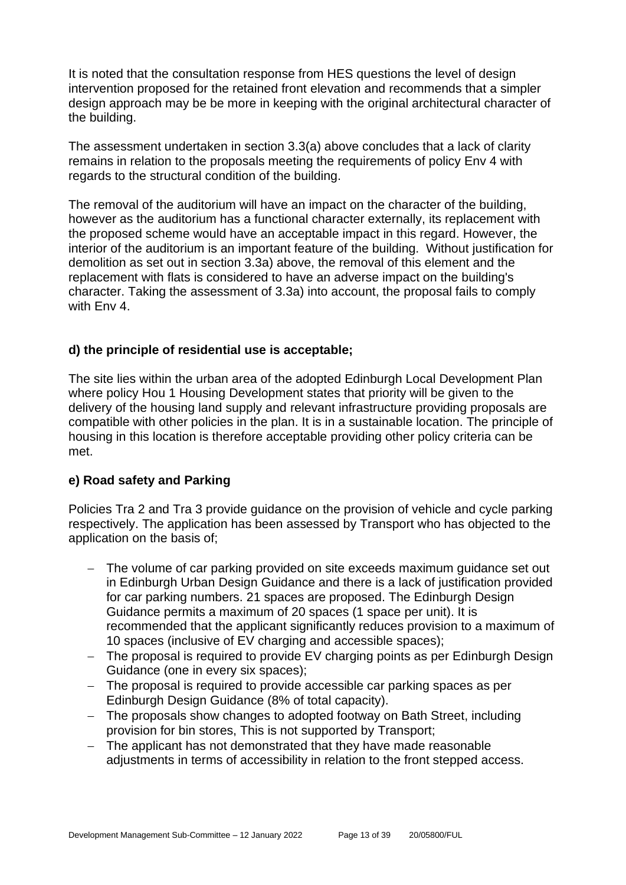It is noted that the consultation response from HES questions the level of design intervention proposed for the retained front elevation and recommends that a simpler design approach may be be more in keeping with the original architectural character of the building.

The assessment undertaken in section 3.3(a) above concludes that a lack of clarity remains in relation to the proposals meeting the requirements of policy Env 4 with regards to the structural condition of the building.

The removal of the auditorium will have an impact on the character of the building, however as the auditorium has a functional character externally, its replacement with the proposed scheme would have an acceptable impact in this regard. However, the interior of the auditorium is an important feature of the building. Without justification for demolition as set out in section 3.3a) above, the removal of this element and the replacement with flats is considered to have an adverse impact on the building's character. Taking the assessment of 3.3a) into account, the proposal fails to comply with Env 4.

**d) the principle of residential use is acceptable;**

The site lies within the urban area of the adopted Edinburgh Local Development Plan where policy Hou 1 Housing Development states that priority will be given to the delivery of the housing land supply and relevant infrastructure providing proposals are compatible with other policies in the plan. It is in a sustainable location. The principle of housing in this location is therefore acceptable providing other policy criteria can be met.

**e) Road safety and Parking**

Policies Tra 2 and Tra 3 provide guidance on the provision of vehicle and cycle parking respectively. The application has been assessed by Transport who has objected to the application on the basis of;

- The volume of car parking provided on site exceeds maximum guidance set out in Edinburgh Urban Design Guidance and there is a lack of justification provided for car parking numbers. 21 spaces are proposed. The Edinburgh Design Guidance permits a maximum of 20 spaces (1 space per unit). It is recommended that the applicant significantly reduces provision to a maximum of 10 spaces (inclusive of EV charging and accessible spaces);
- The proposal is required to provide EV charging points as per Edinburgh Design Guidance (one in every six spaces);
- The proposal is required to provide accessible car parking spaces as per Edinburgh Design Guidance (8% of total capacity).
- The proposals show changes to adopted footway on Bath Street, including provision for bin stores, This is not supported by Transport;
- The applicant has not demonstrated that they have made reasonable adjustments in terms of accessibility in relation to the front stepped access.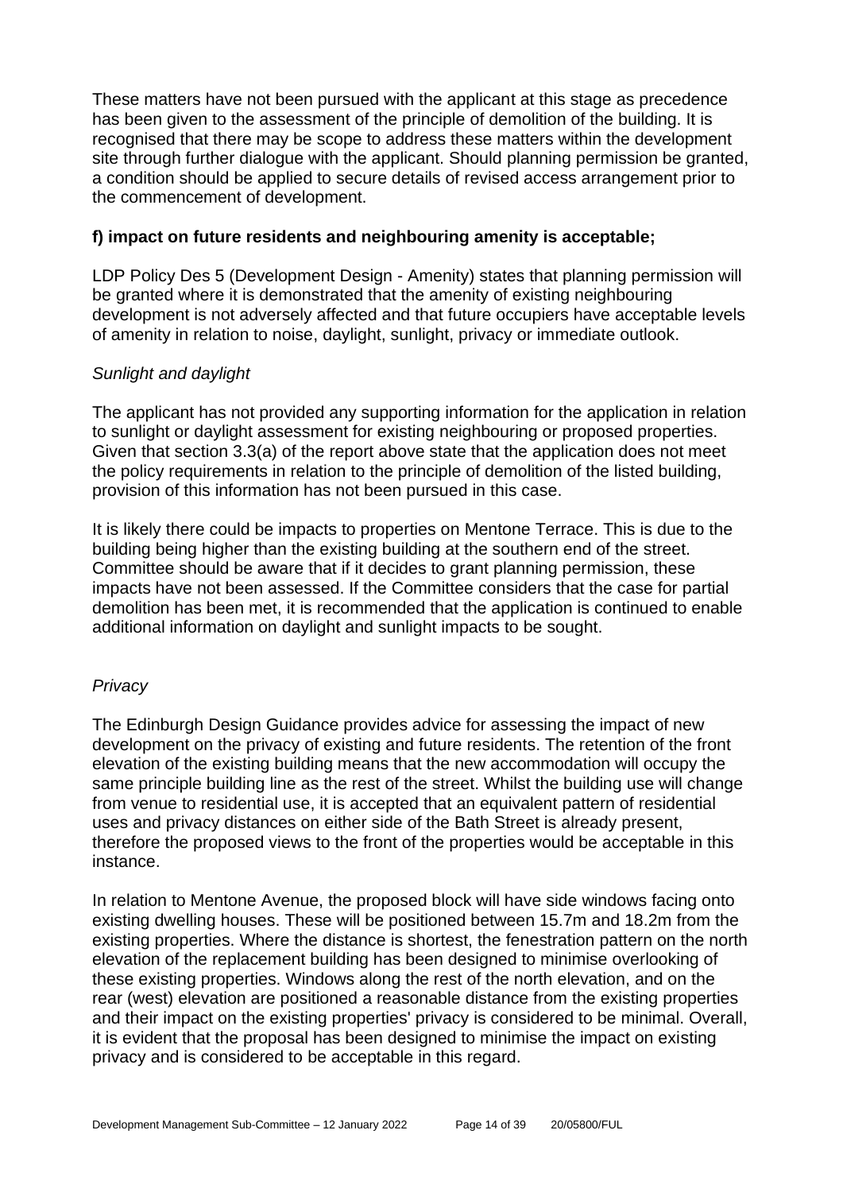These matters have not been pursued with the applicant at this stage as precedence has been given to the assessment of the principle of demolition of the building. It is recognised that there may be scope to address these matters within the development site through further dialogue with the applicant. Should planning permission be granted, a condition should be applied to secure details of revised access arrangement prior to the commencement of development.

**f) impact on future residents and neighbouring amenity is acceptable;**

LDP Policy Des 5 (Development Design - Amenity) states that planning permission will be granted where it is demonstrated that the amenity of existing neighbouring development is not adversely affected and that future occupiers have acceptable levels of amenity in relation to noise, daylight, sunlight, privacy or immediate outlook.

*Sunlight and daylight*

The applicant has not provided any supporting information for the application in relation to sunlight or daylight assessment for existing neighbouring or proposed properties. Given that section 3.3(a) of the report above state that the application does not meet the policy requirements in relation to the principle of demolition of the listed building, provision of this information has not been pursued in this case.

It is likely there could be impacts to properties on Mentone Terrace. This is due to the building being higher than the existing building at the southern end of the street. Committee should be aware that if it decides to grant planning permission, these impacts have not been assessed. If the Committee considers that the case for partial demolition has been met, it is recommended that the application is continued to enable additional information on daylight and sunlight impacts to be sought.

*Privacy*

The Edinburgh Design Guidance provides advice for assessing the impact of new development on the privacy of existing and future residents. The retention of the front elevation of the existing building means that the new accommodation will occupy the same principle building line as the rest of the street. Whilst the building use will change from venue to residential use, it is accepted that an equivalent pattern of residential uses and privacy distances on either side of the Bath Street is already present, therefore the proposed views to the front of the properties would be acceptable in this instance.

In relation to Mentone Avenue, the proposed block will have side windows facing onto existing dwelling houses. These will be positioned between 15.7m and 18.2m from the existing properties. Where the distance is shortest, the fenestration pattern on the north elevation of the replacement building has been designed to minimise overlooking of these existing properties. Windows along the rest of the north elevation, and on the rear (west) elevation are positioned a reasonable distance from the existing properties and their impact on the existing properties' privacy is considered to be minimal. Overall, it is evident that the proposal has been designed to minimise the impact on existing privacy and is considered to be acceptable in this regard.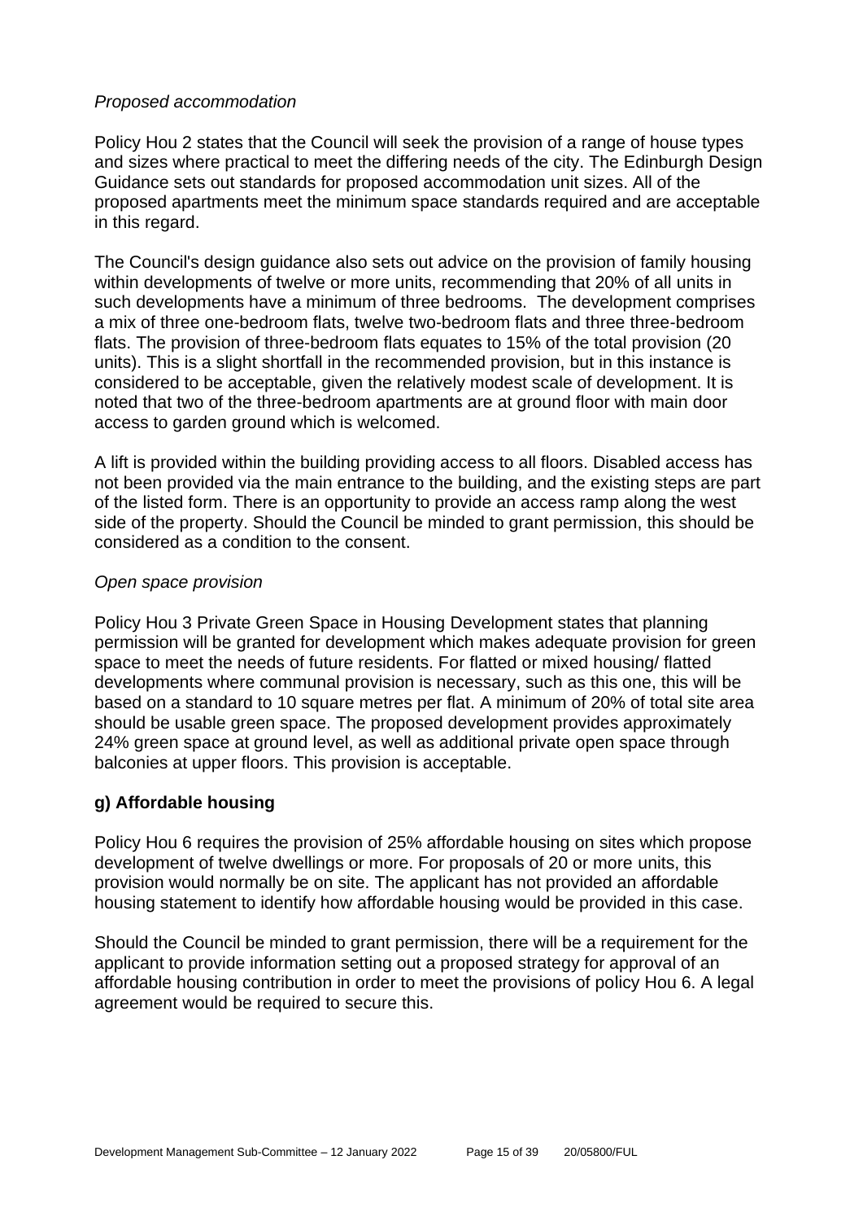*Proposed accommodation*

Policy Hou 2 states that the Council will seek the provision of a range of house types and sizes where practical to meet the differing needs of the city. The Edinburgh Design Guidance sets out standards for proposed accommodation unit sizes. All of the proposed apartments meet the minimum space standards required and are acceptable in this regard.

The Council's design guidance also sets out advice on the provision of family housing within developments of twelve or more units, recommending that 20% of all units in such developments have a minimum of three bedrooms. The development comprises a mix of three one-bedroom flats, twelve two-bedroom flats and three three-bedroom flats. The provision of three-bedroom flats equates to 15% of the total provision (20 units). This is a slight shortfall in the recommended provision, but in this instance is considered to be acceptable, given the relatively modest scale of development. It is noted that two of the three-bedroom apartments are at ground floor with main door access to garden ground which is welcomed.

A lift is provided within the building providing access to all floors. Disabled access has not been provided via the main entrance to the building, and the existing steps are part of the listed form. There is an opportunity to provide an access ramp along the west side of the property. Should the Council be minded to grant permission, this should be considered as a condition to the consent.

*Open space provision*

Policy Hou 3 Private Green Space in Housing Development states that planning permission will be granted for development which makes adequate provision for green space to meet the needs of future residents. For flatted or mixed housing/ flatted developments where communal provision is necessary, such as this one, this will be based on a standard to 10 square metres per flat. A minimum of 20% of total site area should be usable green space. The proposed development provides approximately 24% green space at ground level, as well as additional private open space through balconies at upper floors. This provision is acceptable.

**g) Affordable housing**

Policy Hou 6 requires the provision of 25% affordable housing on sites which propose development of twelve dwellings or more. For proposals of 20 or more units, this provision would normally be on site. The applicant has not provided an affordable housing statement to identify how affordable housing would be provided in this case.

Should the Council be minded to grant permission, there will be a requirement for the applicant to provide information setting out a proposed strategy for approval of an affordable housing contribution in order to meet the provisions of policy Hou 6. A legal agreement would be required to secure this.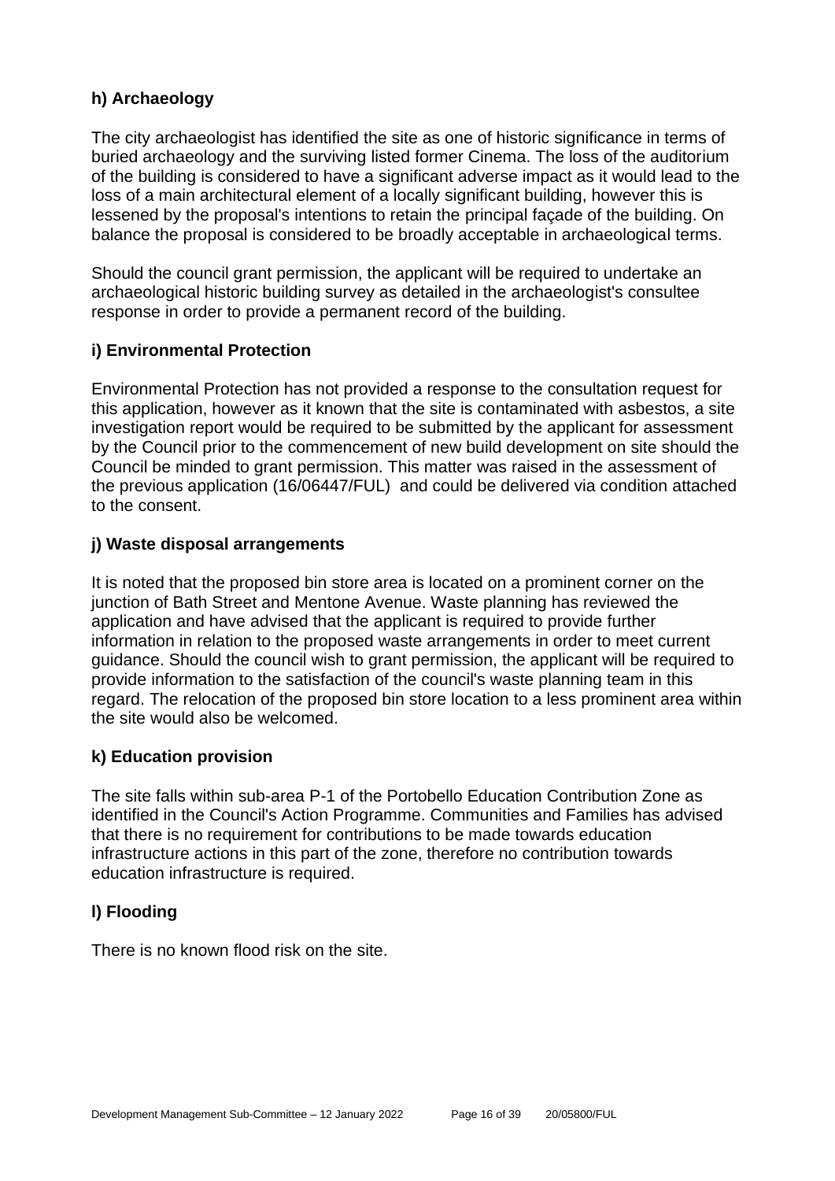### h) Archaeology

The city archaeologist has identified the site as one of historic significance in terms of buried archaeology and the surviving listed former Cinema. The loss of the auditorium of the building is considered to have a significant adverse impact as it would lead to the loss of a main architectural element of a locally significant building, however this is lessened by the proposal's intentions to retain the principal façade of the building. On balance the proposal is considered to be broadly acceptable in archaeological terms.

Should the council grant permission, the applicant will be required to undertake an archaeological historic building survey as detailed in the archaeologist's consultee response in order to provide a permanent record of the building.

### i) Environmental Protection

Environmental Protection has not provided a response to the consultation request for this application, however as it known that the site is contaminated with asbestos, a site investigation report would be required to be submitted by the applicant for assessment by the Council prior to the commencement of new build development on site should the Council be minded to grant permission. This matter was raised in the assessment of the previous application (16/06447/FUL) and could be delivered via condition attached to the consent.

### j) Waste disposal arrangements

It is noted that the proposed bin store area is located on a prominent corner on the junction of Bath Street and Mentone Avenue. Waste planning has reviewed the application and have advised that the applicant is required to provide further information in relation to the proposed waste arrangements in order to meet current guidance. Should the council wish to grant permission, the applicant will be required to provide information to the satisfaction of the council's waste planning team in this regard. The relocation of the proposed bin store location to a less prominent area within the site would also be welcomed.

### k) Education provision

The site falls within sub-area P-1 of the Portobello Education Contribution Zone as identified in the Council's Action Programme. Communities and Families has advised that there is no requirement for contributions to be made towards education infrastructure actions in this part of the zone, therefore no contribution towards education infrastructure is required.

### l) Flooding

There is no known flood risk on the site.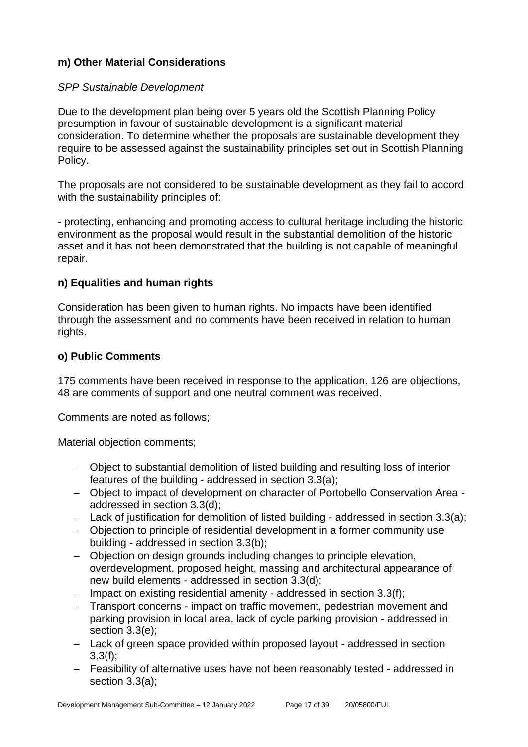### m) Other Material Considerations

*SPP Sustainable Development*

Due to the development plan being over 5 years old the Scottish Planning Policy presumption in favour of sustainable development is a significant material consideration. To determine whether the proposals are sustainable development they require to be assessed against the sustainability principles set out in Scottish Planning Policy.

The proposals are not considered to be sustainable development as they fail to accord with the sustainability principles of:

- protecting, enhancing and promoting access to cultural heritage including the historic environment as the proposal would result in the substantial demolition of the historic asset and it has not been demonstrated that the building is not capable of meaningful repair.

### n) Equalities and human rights

Consideration has been given to human rights. No impacts have been identified through the assessment and no comments have been received in relation to human rights.

### o) Public Comments

175 comments have been received in response to the application. 126 are objections, 48 are comments of support and one neutral comment was received.

Comments are noted as follows;

Material objection comments;

- Object to substantial demolition of listed building and resulting loss of interior features of the building - addressed in section 3.3(a);
- Object to impact of development on character of Portobello Conservation Area - addressed in section 3.3(d);
- Lack of justification for demolition of listed building - addressed in section 3.3(a);
- Objection to principle of residential development in a former community use building - addressed in section 3.3(b);
- Objection on design grounds including changes to principle elevation, overdevelopment, proposed height, massing and architectural appearance of new build elements - addressed in section 3.3(d);
- Impact on existing residential amenity - addressed in section 3.3(f);
- Transport concerns - impact on traffic movement, pedestrian movement and parking provision in local area, lack of cycle parking provision - addressed in section 3.3(e);
- Lack of green space provided within proposed layout - addressed in section 3.3(f);
- Feasibility of alternative uses have not been reasonably tested - addressed in section 3.3(a);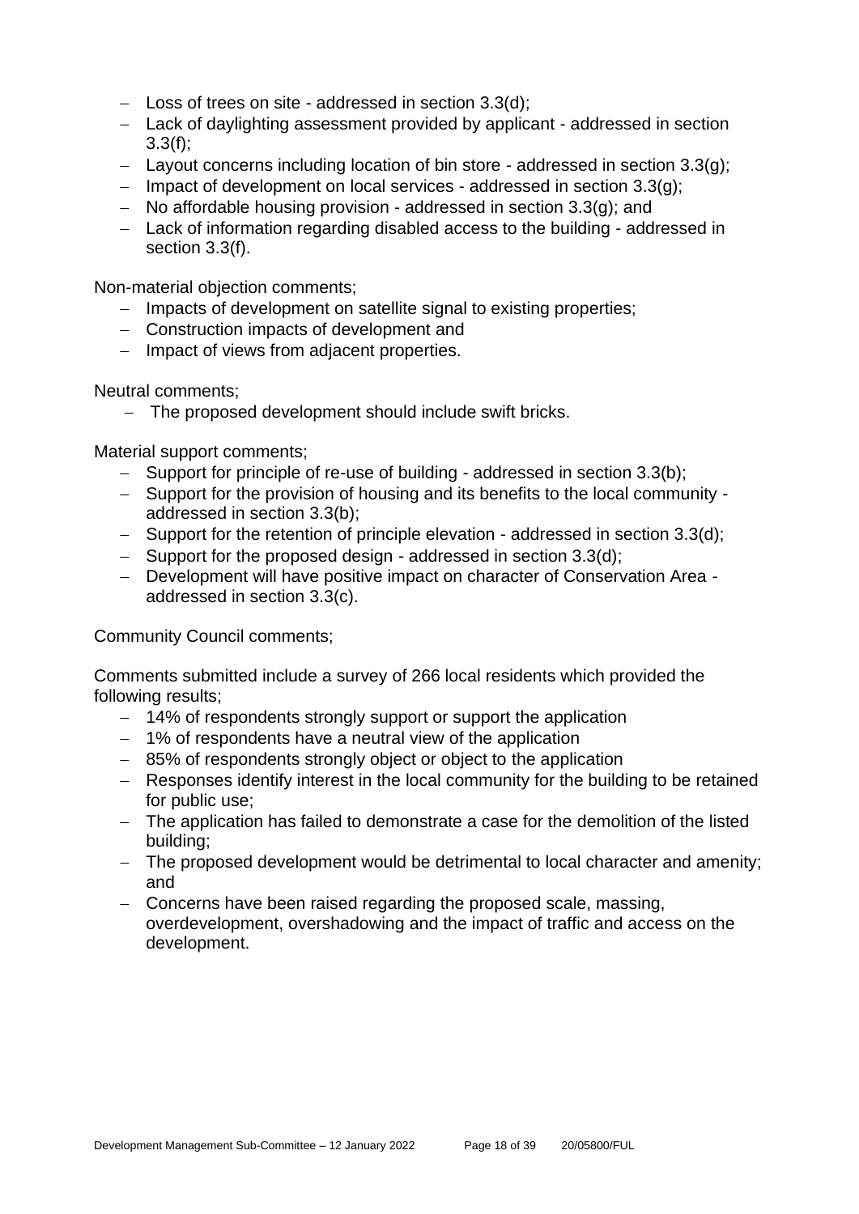- Loss of trees on site - addressed in section 3.3(d);
- Lack of daylighting assessment provided by applicant - addressed in section 3.3(f);
- Layout concerns including location of bin store - addressed in section 3.3(g);
- Impact of development on local services - addressed in section 3.3(g);
- No affordable housing provision - addressed in section 3.3(g); and
- Lack of information regarding disabled access to the building - addressed in section 3.3(f).

Non-material objection comments;

- Impacts of development on satellite signal to existing properties;
- Construction impacts of development and
- Impact of views from adjacent properties.

Neutral comments;

- The proposed development should include swift bricks.

Material support comments;

- Support for principle of re-use of building - addressed in section 3.3(b);
- Support for the provision of housing and its benefits to the local community - addressed in section 3.3(b);
- Support for the retention of principle elevation - addressed in section 3.3(d);
- Support for the proposed design - addressed in section 3.3(d);
- Development will have positive impact on character of Conservation Area - addressed in section 3.3(c).

Community Council comments;

Comments submitted include a survey of 266 local residents which provided the following results;

- 14% of respondents strongly support or support the application
- 1% of respondents have a neutral view of the application
- 85% of respondents strongly object or object to the application
- Responses identify interest in the local community for the building to be retained for public use;
- The application has failed to demonstrate a case for the demolition of the listed building;
- The proposed development would be detrimental to local character and amenity; and
- Concerns have been raised regarding the proposed scale, massing, overdevelopment, overshadowing and the impact of traffic and access on the development.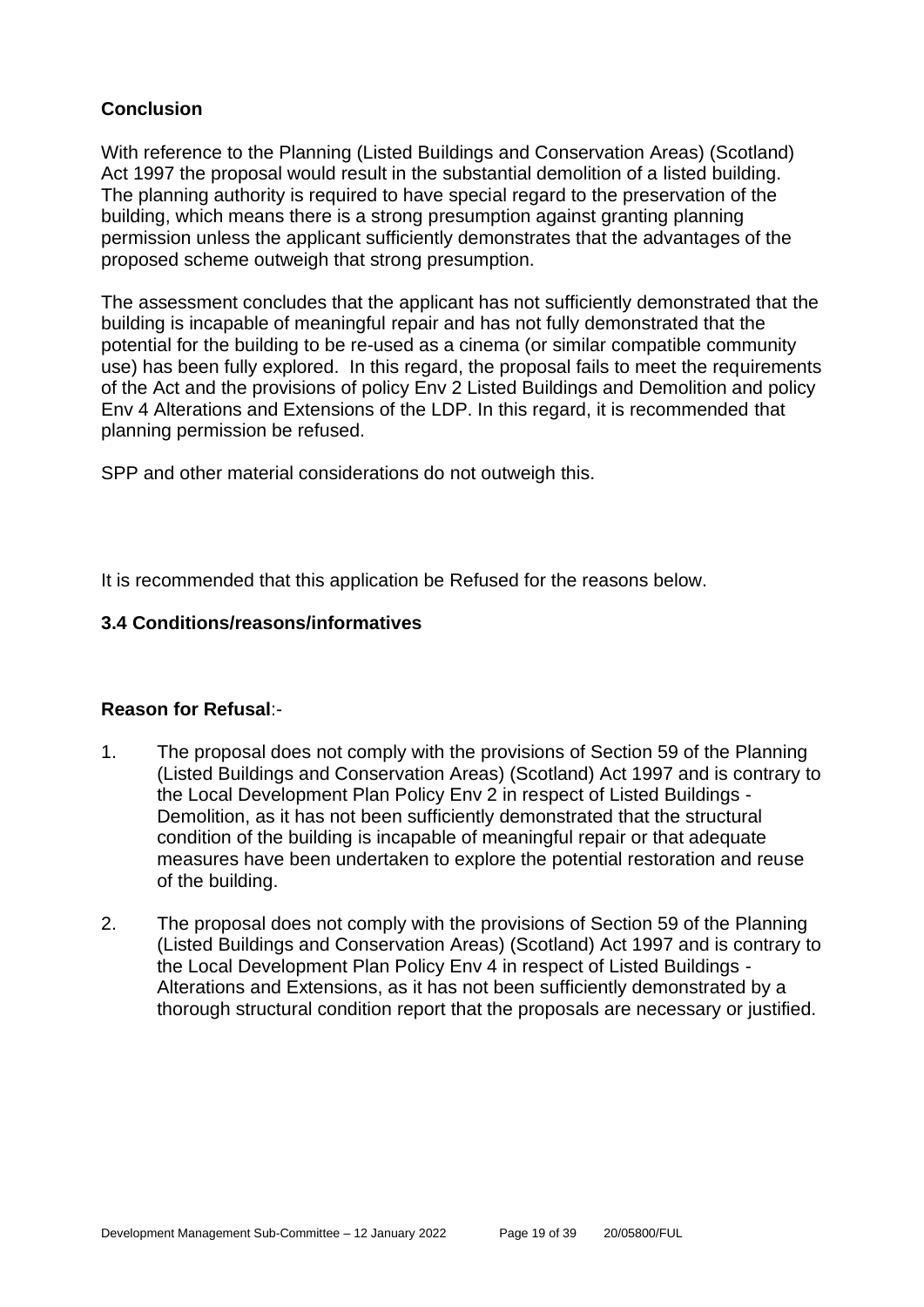## Conclusion

With reference to the Planning (Listed Buildings and Conservation Areas) (Scotland) Act 1997 the proposal would result in the substantial demolition of a listed building. The planning authority is required to have special regard to the preservation of the building, which means there is a strong presumption against granting planning permission unless the applicant sufficiently demonstrates that the advantages of the proposed scheme outweigh that strong presumption.

The assessment concludes that the applicant has not sufficiently demonstrated that the building is incapable of meaningful repair and has not fully demonstrated that the potential for the building to be re-used as a cinema (or similar compatible community use) has been fully explored. In this regard, the proposal fails to meet the requirements of the Act and the provisions of policy Env 2 Listed Buildings and Demolition and policy Env 4 Alterations and Extensions of the LDP. In this regard, it is recommended that planning permission be refused.

SPP and other material considerations do not outweigh this.

It is recommended that this application be Refused for the reasons below.

### 3.4 Conditions/reasons/informatives

**Reason for Refusal**:-

1. The proposal does not comply with the provisions of Section 59 of the Planning (Listed Buildings and Conservation Areas) (Scotland) Act 1997 and is contrary to the Local Development Plan Policy Env 2 in respect of Listed Buildings - Demolition, as it has not been sufficiently demonstrated that the structural condition of the building is incapable of meaningful repair or that adequate measures have been undertaken to explore the potential restoration and reuse of the building.

2. The proposal does not comply with the provisions of Section 59 of the Planning (Listed Buildings and Conservation Areas) (Scotland) Act 1997 and is contrary to the Local Development Plan Policy Env 4 in respect of Listed Buildings - Alterations and Extensions, as it has not been sufficiently demonstrated by a thorough structural condition report that the proposals are necessary or justified.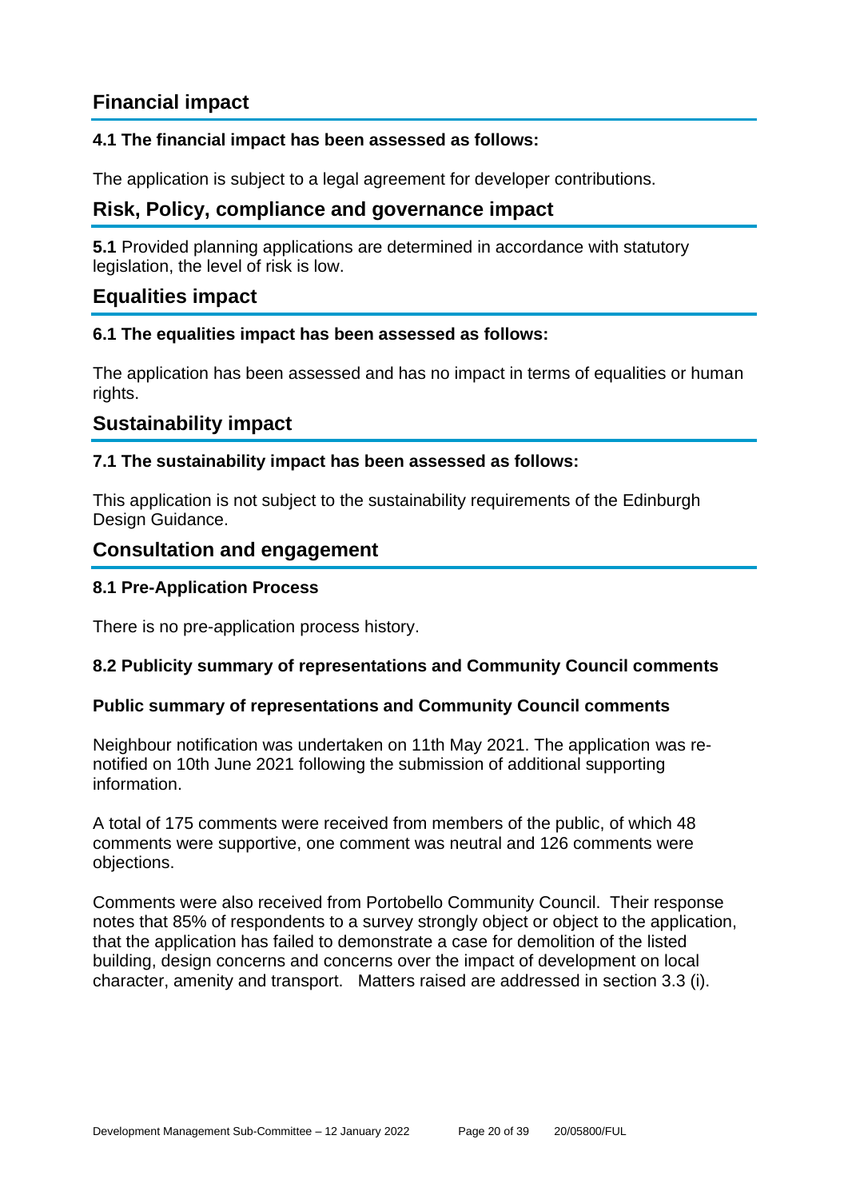## Financial impact

### 4.1 The financial impact has been assessed as follows:

The application is subject to a legal agreement for developer contributions.

## Risk, Policy, compliance and governance impact

**5.1** Provided planning applications are determined in accordance with statutory legislation, the level of risk is low.

## Equalities impact

### 6.1 The equalities impact has been assessed as follows:

The application has been assessed and has no impact in terms of equalities or human rights.

## Sustainability impact

### 7.1 The sustainability impact has been assessed as follows:

This application is not subject to the sustainability requirements of the Edinburgh Design Guidance.

## Consultation and engagement

### 8.1 Pre-Application Process

There is no pre-application process history.

### 8.2 Publicity summary of representations and Community Council comments

**Public summary of representations and Community Council comments**

Neighbour notification was undertaken on 11th May 2021. The application was re-notified on 10th June 2021 following the submission of additional supporting information.

A total of 175 comments were received from members of the public, of which 48 comments were supportive, one comment was neutral and 126 comments were objections.

Comments were also received from Portobello Community Council. Their response notes that 85% of respondents to a survey strongly object or object to the application, that the application has failed to demonstrate a case for demolition of the listed building, design concerns and concerns over the impact of development on local character, amenity and transport. Matters raised are addressed in section 3.3 (i).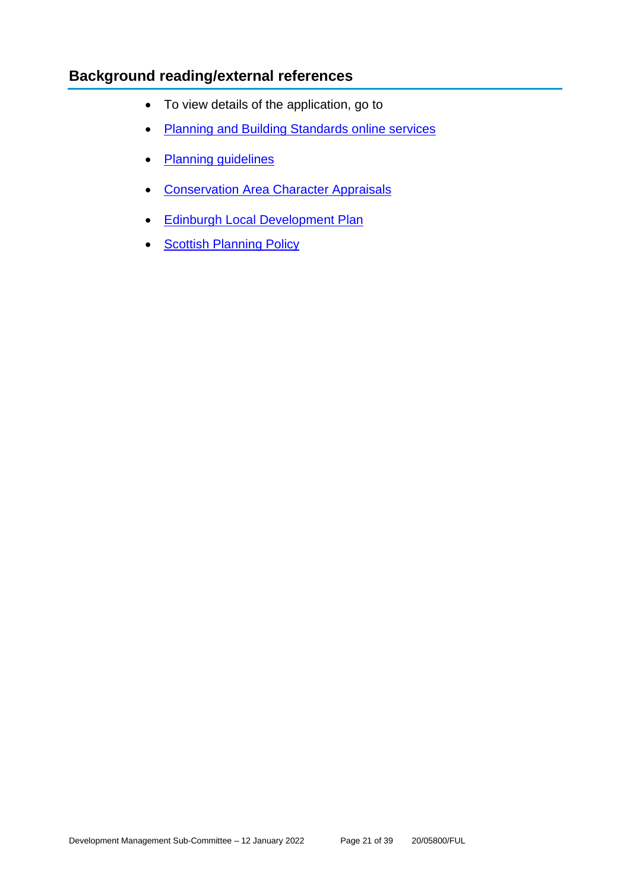## Background reading/external references

- To view details of the application, go to
- Planning and Building Standards online services
- Planning guidelines
- Conservation Area Character Appraisals
- Edinburgh Local Development Plan
- Scottish Planning Policy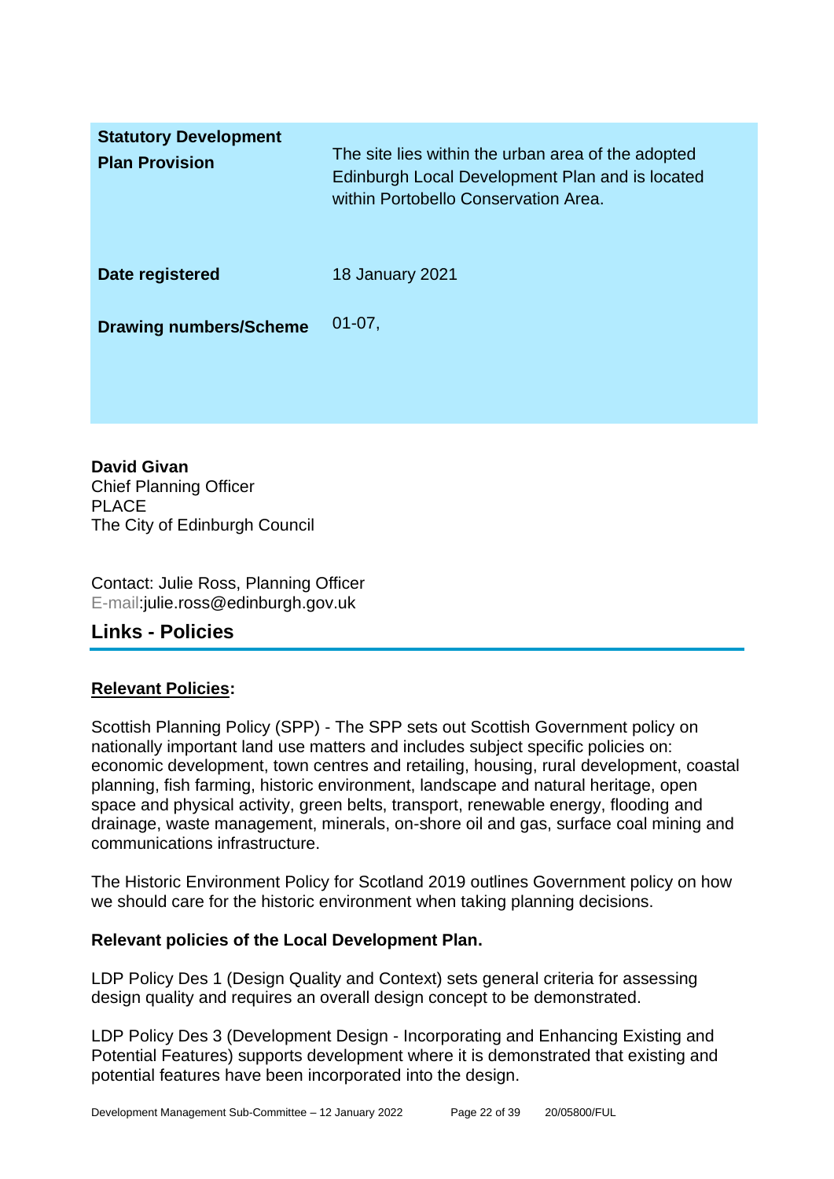| | |
|---|---|
| **Statutory Development Plan Provision** | The site lies within the urban area of the adopted Edinburgh Local Development Plan and is located within Portobello Conservation Area. |
| **Date registered** | 18 January 2021 |
| **Drawing numbers/Scheme** | 01-07, |

**David Givan**
Chief Planning Officer
PLACE
The City of Edinburgh Council

Contact: Julie Ross, Planning Officer
E-mail:julie.ross@edinburgh.gov.uk

## Links - Policies

**Relevant Policies:**

Scottish Planning Policy (SPP) - The SPP sets out Scottish Government policy on nationally important land use matters and includes subject specific policies on: economic development, town centres and retailing, housing, rural development, coastal planning, fish farming, historic environment, landscape and natural heritage, open space and physical activity, green belts, transport, renewable energy, flooding and drainage, waste management, minerals, on-shore oil and gas, surface coal mining and communications infrastructure.

The Historic Environment Policy for Scotland 2019 outlines Government policy on how we should care for the historic environment when taking planning decisions.

**Relevant policies of the Local Development Plan.**

LDP Policy Des 1 (Design Quality and Context) sets general criteria for assessing design quality and requires an overall design concept to be demonstrated.

LDP Policy Des 3 (Development Design - Incorporating and Enhancing Existing and Potential Features) supports development where it is demonstrated that existing and potential features have been incorporated into the design.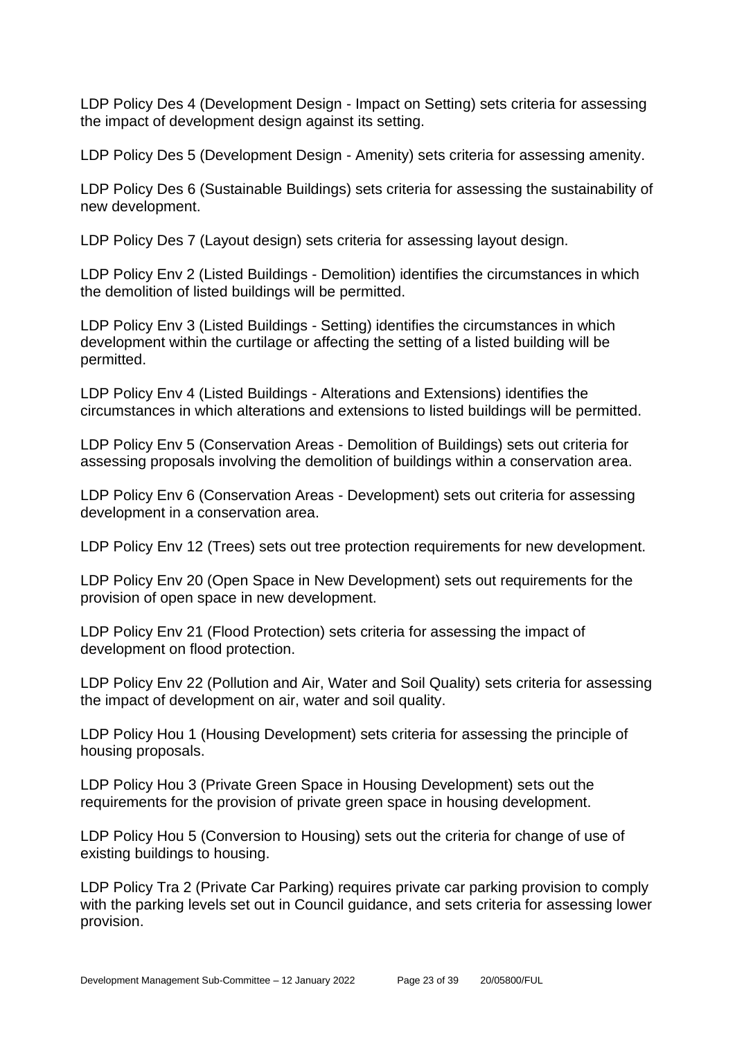LDP Policy Des 4 (Development Design - Impact on Setting) sets criteria for assessing the impact of development design against its setting.

LDP Policy Des 5 (Development Design - Amenity) sets criteria for assessing amenity.

LDP Policy Des 6 (Sustainable Buildings) sets criteria for assessing the sustainability of new development.

LDP Policy Des 7 (Layout design) sets criteria for assessing layout design.

LDP Policy Env 2 (Listed Buildings - Demolition) identifies the circumstances in which the demolition of listed buildings will be permitted.

LDP Policy Env 3 (Listed Buildings - Setting) identifies the circumstances in which development within the curtilage or affecting the setting of a listed building will be permitted.

LDP Policy Env 4 (Listed Buildings - Alterations and Extensions) identifies the circumstances in which alterations and extensions to listed buildings will be permitted.

LDP Policy Env 5 (Conservation Areas - Demolition of Buildings) sets out criteria for assessing proposals involving the demolition of buildings within a conservation area.

LDP Policy Env 6 (Conservation Areas - Development) sets out criteria for assessing development in a conservation area.

LDP Policy Env 12 (Trees) sets out tree protection requirements for new development.

LDP Policy Env 20 (Open Space in New Development) sets out requirements for the provision of open space in new development.

LDP Policy Env 21 (Flood Protection) sets criteria for assessing the impact of development on flood protection.

LDP Policy Env 22 (Pollution and Air, Water and Soil Quality) sets criteria for assessing the impact of development on air, water and soil quality.

LDP Policy Hou 1 (Housing Development) sets criteria for assessing the principle of housing proposals.

LDP Policy Hou 3 (Private Green Space in Housing Development) sets out the requirements for the provision of private green space in housing development.

LDP Policy Hou 5 (Conversion to Housing) sets out the criteria for change of use of existing buildings to housing.

LDP Policy Tra 2 (Private Car Parking) requires private car parking provision to comply with the parking levels set out in Council guidance, and sets criteria for assessing lower provision.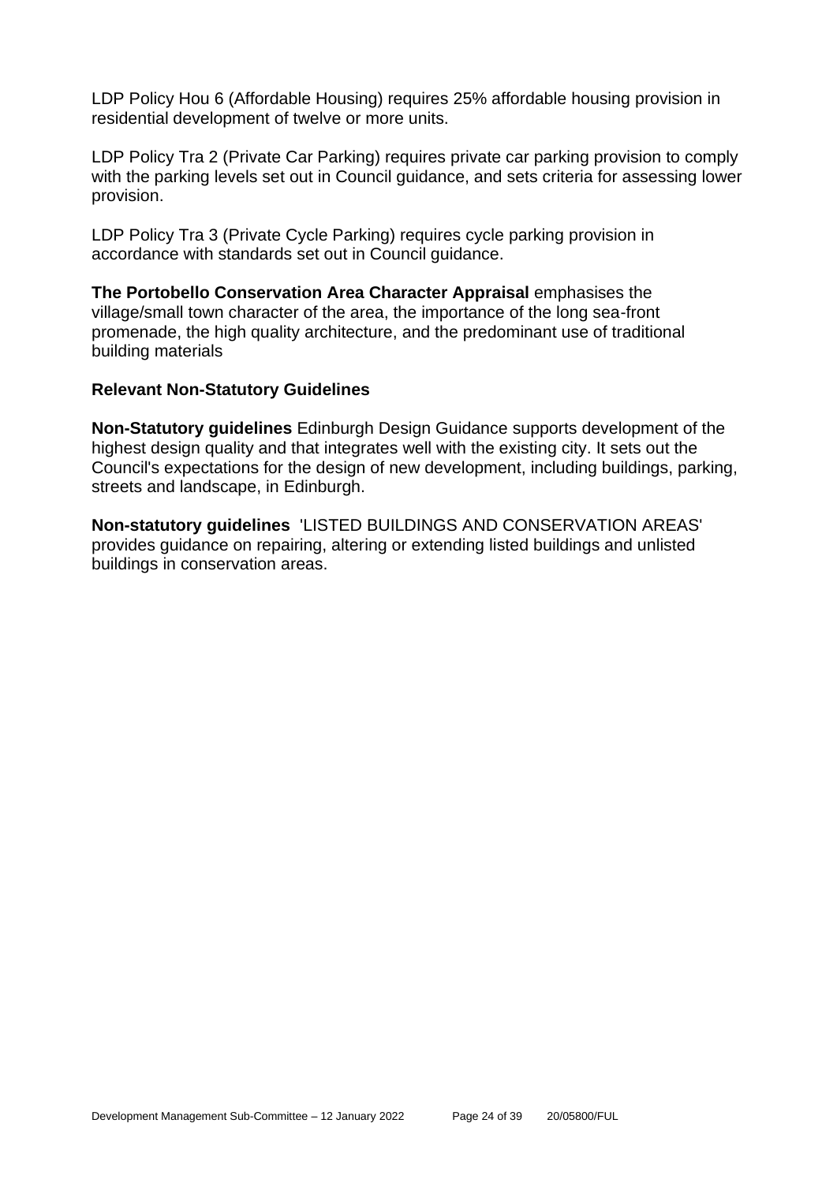LDP Policy Hou 6 (Affordable Housing) requires 25% affordable housing provision in residential development of twelve or more units.

LDP Policy Tra 2 (Private Car Parking) requires private car parking provision to comply with the parking levels set out in Council guidance, and sets criteria for assessing lower provision.

LDP Policy Tra 3 (Private Cycle Parking) requires cycle parking provision in accordance with standards set out in Council guidance.

**The Portobello Conservation Area Character Appraisal** emphasises the village/small town character of the area, the importance of the long sea-front promenade, the high quality architecture, and the predominant use of traditional building materials

**Relevant Non-Statutory Guidelines**

**Non-Statutory guidelines** Edinburgh Design Guidance supports development of the highest design quality and that integrates well with the existing city. It sets out the Council's expectations for the design of new development, including buildings, parking, streets and landscape, in Edinburgh.

**Non-statutory guidelines** 'LISTED BUILDINGS AND CONSERVATION AREAS' provides guidance on repairing, altering or extending listed buildings and unlisted buildings in conservation areas.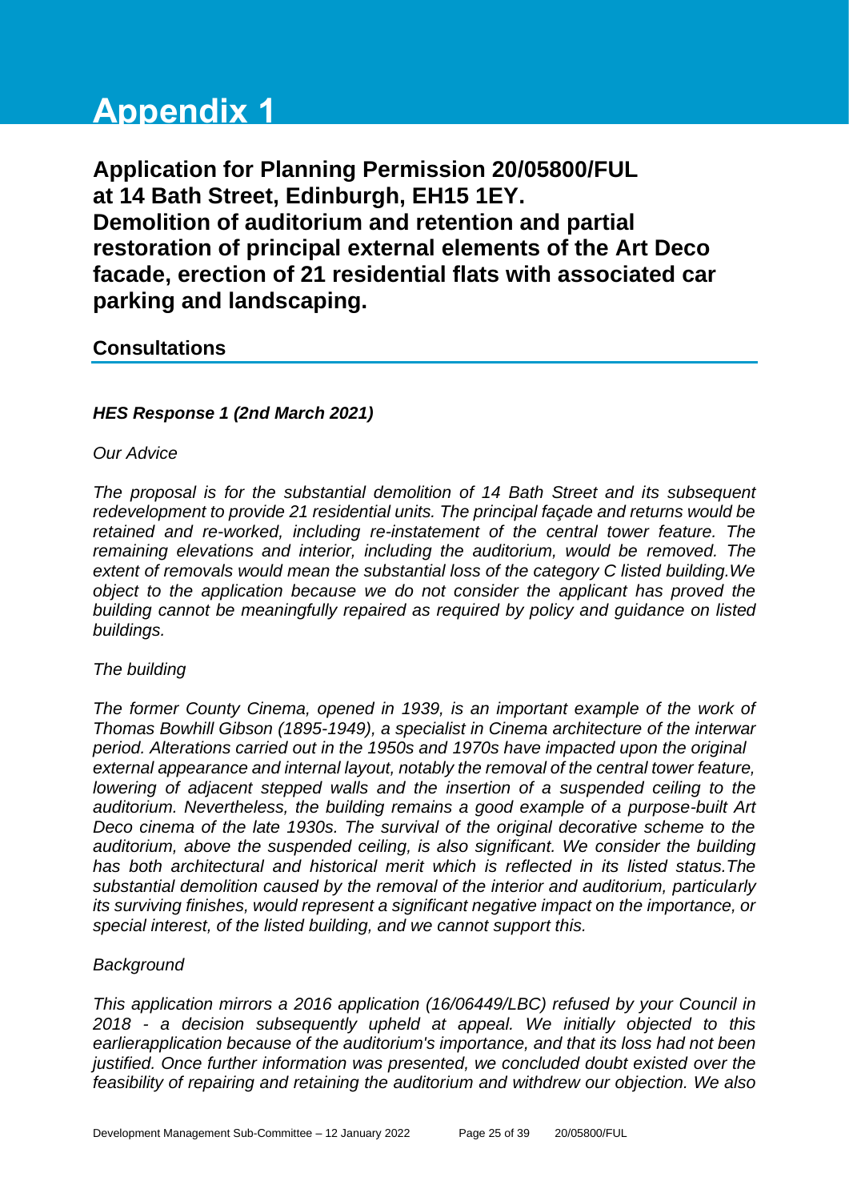# Appendix 1

## Application for Planning Permission 20/05800/FUL at 14 Bath Street, Edinburgh, EH15 1EY. Demolition of auditorium and retention and partial restoration of principal external elements of the Art Deco facade, erection of 21 residential flats with associated car parking and landscaping.

### Consultations

***HES Response 1 (2nd March 2021)***

*Our Advice*

*The proposal is for the substantial demolition of 14 Bath Street and its subsequent redevelopment to provide 21 residential units. The principal façade and returns would be retained and re-worked, including re-instatement of the central tower feature. The remaining elevations and interior, including the auditorium, would be removed. The extent of removals would mean the substantial loss of the category C listed building.We object to the application because we do not consider the applicant has proved the building cannot be meaningfully repaired as required by policy and guidance on listed buildings.*

*The building*

*The former County Cinema, opened in 1939, is an important example of the work of Thomas Bowhill Gibson (1895-1949), a specialist in Cinema architecture of the interwar period. Alterations carried out in the 1950s and 1970s have impacted upon the original external appearance and internal layout, notably the removal of the central tower feature, lowering of adjacent stepped walls and the insertion of a suspended ceiling to the auditorium. Nevertheless, the building remains a good example of a purpose-built Art Deco cinema of the late 1930s. The survival of the original decorative scheme to the auditorium, above the suspended ceiling, is also significant. We consider the building has both architectural and historical merit which is reflected in its listed status.The substantial demolition caused by the removal of the interior and auditorium, particularly its surviving finishes, would represent a significant negative impact on the importance, or special interest, of the listed building, and we cannot support this.*

*Background*

*This application mirrors a 2016 application (16/06449/LBC) refused by your Council in 2018 - a decision subsequently upheld at appeal. We initially objected to this earlierapplication because of the auditorium's importance, and that its loss had not been justified. Once further information was presented, we concluded doubt existed over the feasibility of repairing and retaining the auditorium and withdrew our objection. We also*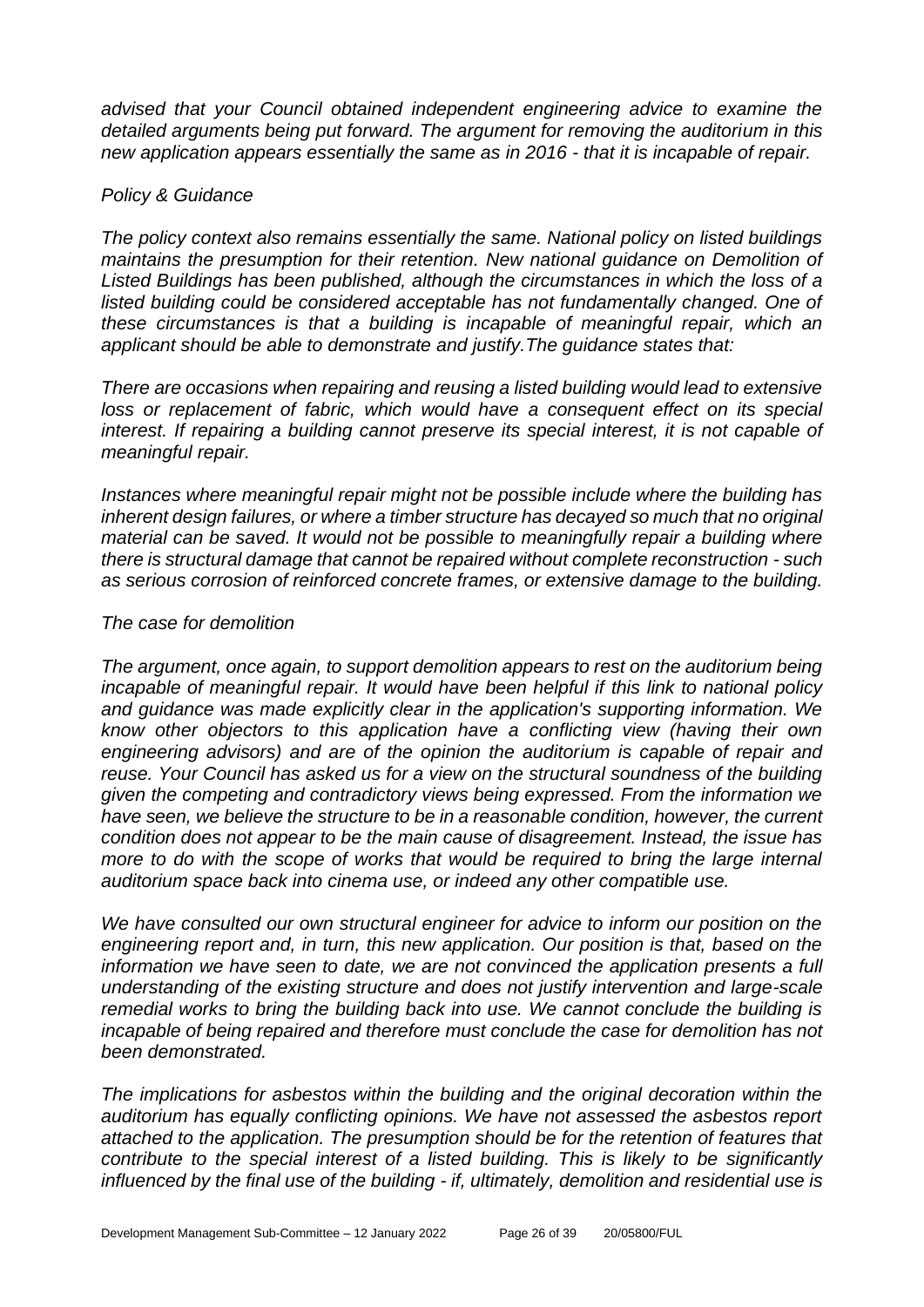*advised that your Council obtained independent engineering advice to examine the detailed arguments being put forward. The argument for removing the auditorium in this new application appears essentially the same as in 2016 - that it is incapable of repair.*

*Policy & Guidance*

*The policy context also remains essentially the same. National policy on listed buildings maintains the presumption for their retention. New national guidance on Demolition of Listed Buildings has been published, although the circumstances in which the loss of a listed building could be considered acceptable has not fundamentally changed. One of these circumstances is that a building is incapable of meaningful repair, which an applicant should be able to demonstrate and justify.The guidance states that:*

*There are occasions when repairing and reusing a listed building would lead to extensive loss or replacement of fabric, which would have a consequent effect on its special interest. If repairing a building cannot preserve its special interest, it is not capable of meaningful repair.*

*Instances where meaningful repair might not be possible include where the building has inherent design failures, or where a timber structure has decayed so much that no original material can be saved. It would not be possible to meaningfully repair a building where there is structural damage that cannot be repaired without complete reconstruction - such as serious corrosion of reinforced concrete frames, or extensive damage to the building.*

*The case for demolition*

*The argument, once again, to support demolition appears to rest on the auditorium being incapable of meaningful repair. It would have been helpful if this link to national policy and guidance was made explicitly clear in the application's supporting information. We know other objectors to this application have a conflicting view (having their own engineering advisors) and are of the opinion the auditorium is capable of repair and reuse. Your Council has asked us for a view on the structural soundness of the building given the competing and contradictory views being expressed. From the information we have seen, we believe the structure to be in a reasonable condition, however, the current condition does not appear to be the main cause of disagreement. Instead, the issue has more to do with the scope of works that would be required to bring the large internal auditorium space back into cinema use, or indeed any other compatible use.*

*We have consulted our own structural engineer for advice to inform our position on the engineering report and, in turn, this new application. Our position is that, based on the information we have seen to date, we are not convinced the application presents a full understanding of the existing structure and does not justify intervention and large-scale remedial works to bring the building back into use. We cannot conclude the building is incapable of being repaired and therefore must conclude the case for demolition has not been demonstrated.*

*The implications for asbestos within the building and the original decoration within the auditorium has equally conflicting opinions. We have not assessed the asbestos report attached to the application. The presumption should be for the retention of features that contribute to the special interest of a listed building. This is likely to be significantly influenced by the final use of the building - if, ultimately, demolition and residential use is*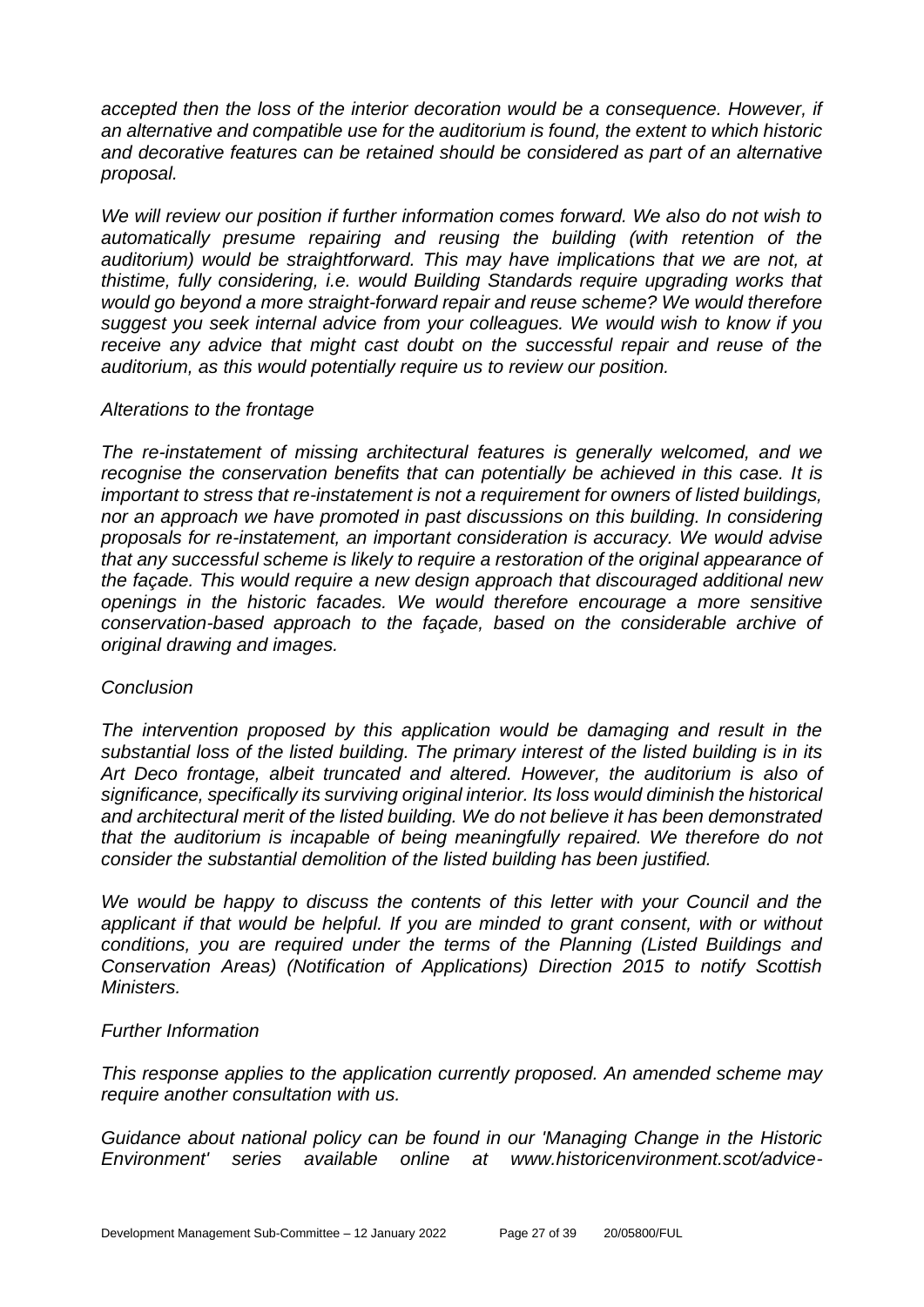*accepted then the loss of the interior decoration would be a consequence. However, if an alternative and compatible use for the auditorium is found, the extent to which historic and decorative features can be retained should be considered as part of an alternative proposal.*

*We will review our position if further information comes forward. We also do not wish to automatically presume repairing and reusing the building (with retention of the auditorium) would be straightforward. This may have implications that we are not, at thistime, fully considering, i.e. would Building Standards require upgrading works that would go beyond a more straight-forward repair and reuse scheme? We would therefore suggest you seek internal advice from your colleagues. We would wish to know if you receive any advice that might cast doubt on the successful repair and reuse of the auditorium, as this would potentially require us to review our position.*

*Alterations to the frontage*

*The re-instatement of missing architectural features is generally welcomed, and we recognise the conservation benefits that can potentially be achieved in this case. It is important to stress that re-instatement is not a requirement for owners of listed buildings, nor an approach we have promoted in past discussions on this building. In considering proposals for re-instatement, an important consideration is accuracy. We would advise that any successful scheme is likely to require a restoration of the original appearance of the façade. This would require a new design approach that discouraged additional new openings in the historic facades. We would therefore encourage a more sensitive conservation-based approach to the façade, based on the considerable archive of original drawing and images.*

*Conclusion*

*The intervention proposed by this application would be damaging and result in the substantial loss of the listed building. The primary interest of the listed building is in its Art Deco frontage, albeit truncated and altered. However, the auditorium is also of significance, specifically its surviving original interior. Its loss would diminish the historical and architectural merit of the listed building. We do not believe it has been demonstrated that the auditorium is incapable of being meaningfully repaired. We therefore do not consider the substantial demolition of the listed building has been justified.*

*We would be happy to discuss the contents of this letter with your Council and the applicant if that would be helpful. If you are minded to grant consent, with or without conditions, you are required under the terms of the Planning (Listed Buildings and Conservation Areas) (Notification of Applications) Direction 2015 to notify Scottish Ministers.*

*Further Information*

*This response applies to the application currently proposed. An amended scheme may require another consultation with us.*

*Guidance about national policy can be found in our 'Managing Change in the Historic Environment' series available online at www.historicenvironment.scot/advice-*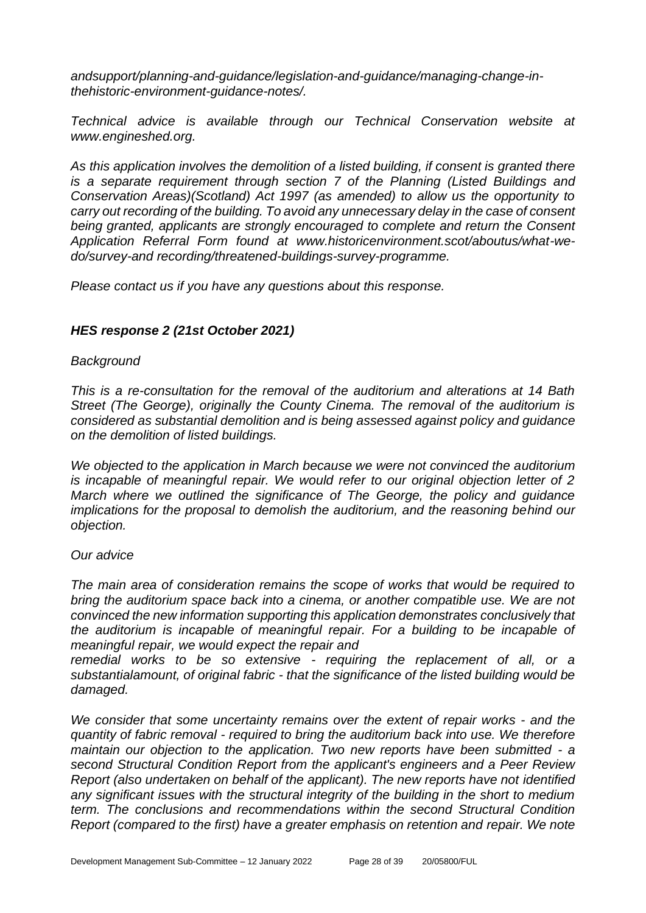*andsupport/planning-and-guidance/legislation-and-guidance/managing-change-in-thehistoric-environment-guidance-notes/.*

*Technical advice is available through our Technical Conservation website at www.engineshed.org.*

*As this application involves the demolition of a listed building, if consent is granted there is a separate requirement through section 7 of the Planning (Listed Buildings and Conservation Areas)(Scotland) Act 1997 (as amended) to allow us the opportunity to carry out recording of the building. To avoid any unnecessary delay in the case of consent being granted, applicants are strongly encouraged to complete and return the Consent Application Referral Form found at www.historicenvironment.scot/aboutus/what-we-do/survey-and recording/threatened-buildings-survey-programme.*

*Please contact us if you have any questions about this response.*

### ***HES response 2 (21st October 2021)***

*Background*

*This is a re-consultation for the removal of the auditorium and alterations at 14 Bath Street (The George), originally the County Cinema. The removal of the auditorium is considered as substantial demolition and is being assessed against policy and guidance on the demolition of listed buildings.*

*We objected to the application in March because we were not convinced the auditorium is incapable of meaningful repair. We would refer to our original objection letter of 2 March where we outlined the significance of The George, the policy and guidance implications for the proposal to demolish the auditorium, and the reasoning behind our objection.*

*Our advice*

*The main area of consideration remains the scope of works that would be required to bring the auditorium space back into a cinema, or another compatible use. We are not convinced the new information supporting this application demonstrates conclusively that the auditorium is incapable of meaningful repair. For a building to be incapable of meaningful repair, we would expect the repair and remedial works to be so extensive - requiring the replacement of all, or a substantialamount, of original fabric - that the significance of the listed building would be damaged.*

*We consider that some uncertainty remains over the extent of repair works - and the quantity of fabric removal - required to bring the auditorium back into use. We therefore maintain our objection to the application. Two new reports have been submitted - a second Structural Condition Report from the applicant's engineers and a Peer Review Report (also undertaken on behalf of the applicant). The new reports have not identified any significant issues with the structural integrity of the building in the short to medium term. The conclusions and recommendations within the second Structural Condition Report (compared to the first) have a greater emphasis on retention and repair. We note*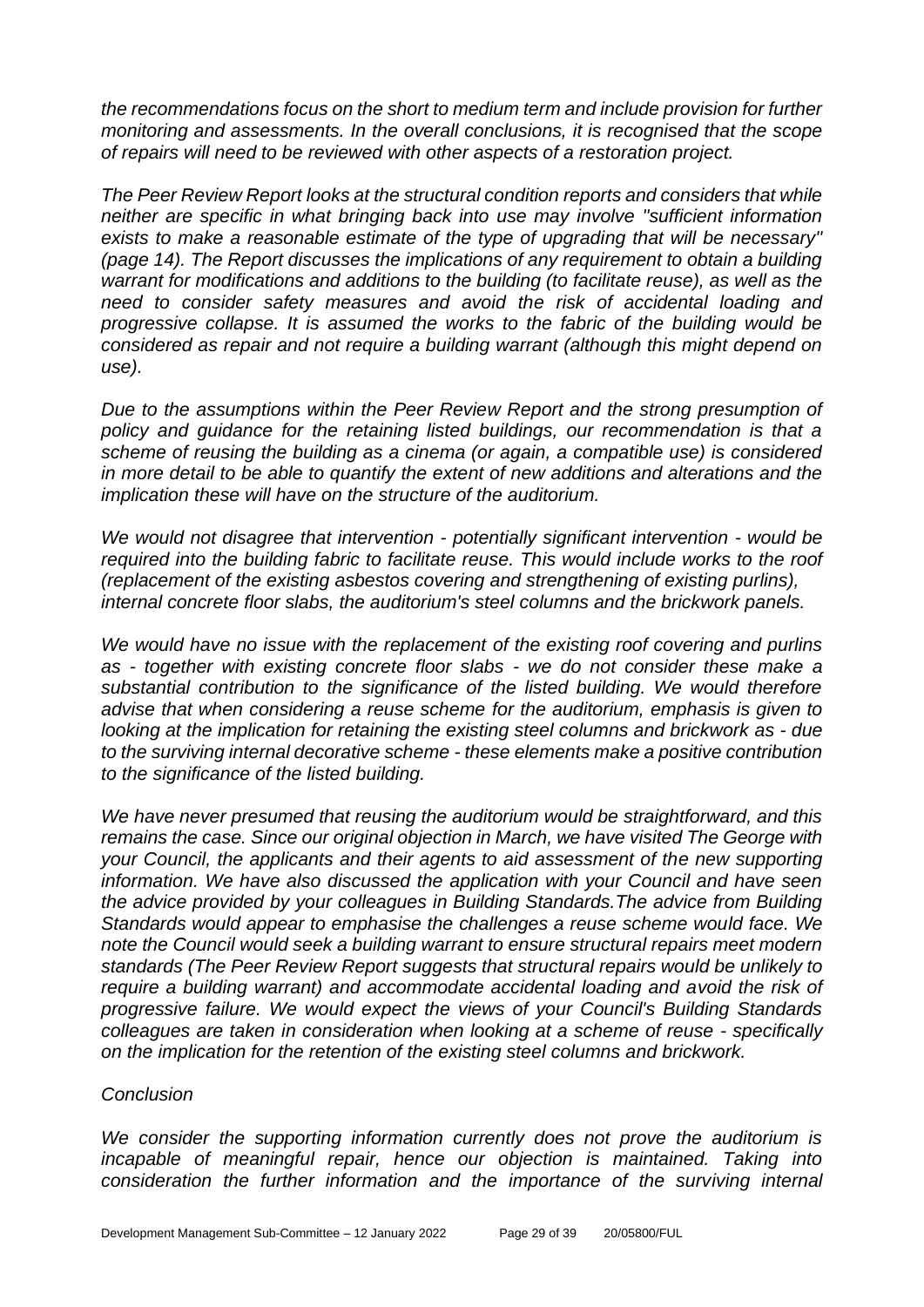*the recommendations focus on the short to medium term and include provision for further monitoring and assessments. In the overall conclusions, it is recognised that the scope of repairs will need to be reviewed with other aspects of a restoration project.*

*The Peer Review Report looks at the structural condition reports and considers that while neither are specific in what bringing back into use may involve "sufficient information exists to make a reasonable estimate of the type of upgrading that will be necessary" (page 14). The Report discusses the implications of any requirement to obtain a building warrant for modifications and additions to the building (to facilitate reuse), as well as the need to consider safety measures and avoid the risk of accidental loading and progressive collapse. It is assumed the works to the fabric of the building would be considered as repair and not require a building warrant (although this might depend on use).*

*Due to the assumptions within the Peer Review Report and the strong presumption of policy and guidance for the retaining listed buildings, our recommendation is that a scheme of reusing the building as a cinema (or again, a compatible use) is considered in more detail to be able to quantify the extent of new additions and alterations and the implication these will have on the structure of the auditorium.*

*We would not disagree that intervention - potentially significant intervention - would be required into the building fabric to facilitate reuse. This would include works to the roof (replacement of the existing asbestos covering and strengthening of existing purlins), internal concrete floor slabs, the auditorium's steel columns and the brickwork panels.*

*We would have no issue with the replacement of the existing roof covering and purlins as - together with existing concrete floor slabs - we do not consider these make a substantial contribution to the significance of the listed building. We would therefore advise that when considering a reuse scheme for the auditorium, emphasis is given to looking at the implication for retaining the existing steel columns and brickwork as - due to the surviving internal decorative scheme - these elements make a positive contribution to the significance of the listed building.*

*We have never presumed that reusing the auditorium would be straightforward, and this remains the case. Since our original objection in March, we have visited The George with your Council, the applicants and their agents to aid assessment of the new supporting information. We have also discussed the application with your Council and have seen the advice provided by your colleagues in Building Standards.The advice from Building Standards would appear to emphasise the challenges a reuse scheme would face. We note the Council would seek a building warrant to ensure structural repairs meet modern standards (The Peer Review Report suggests that structural repairs would be unlikely to require a building warrant) and accommodate accidental loading and avoid the risk of progressive failure. We would expect the views of your Council's Building Standards colleagues are taken in consideration when looking at a scheme of reuse - specifically on the implication for the retention of the existing steel columns and brickwork.*

*Conclusion*

*We consider the supporting information currently does not prove the auditorium is incapable of meaningful repair, hence our objection is maintained. Taking into consideration the further information and the importance of the surviving internal*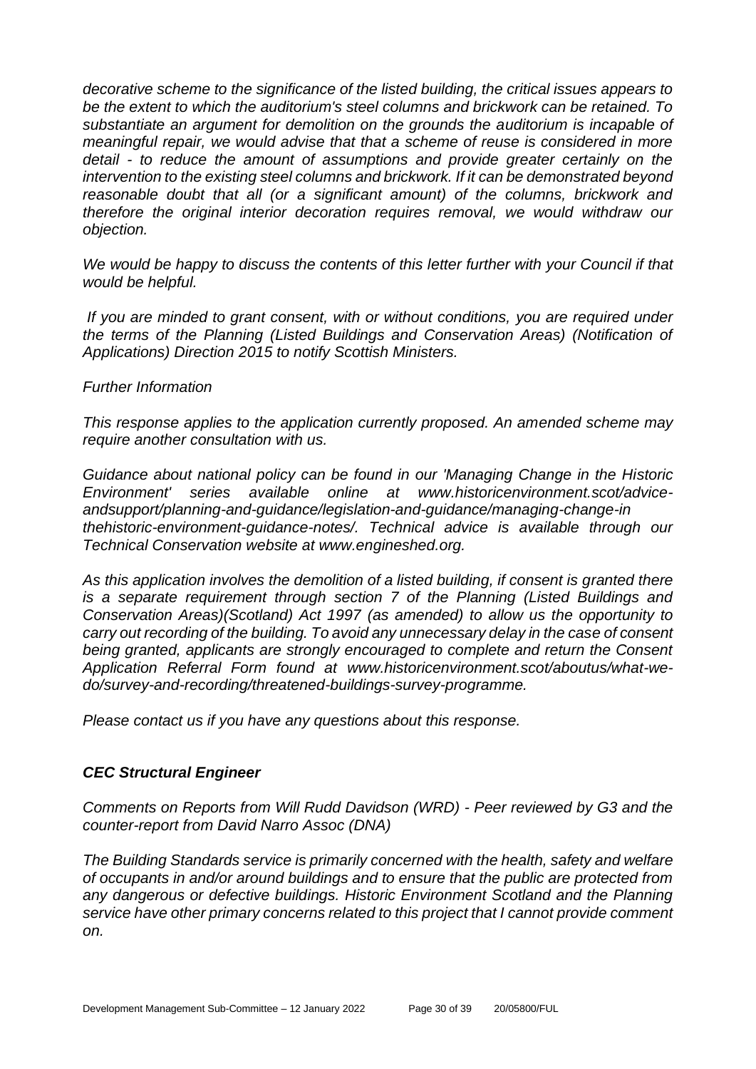*decorative scheme to the significance of the listed building, the critical issues appears to be the extent to which the auditorium's steel columns and brickwork can be retained. To substantiate an argument for demolition on the grounds the auditorium is incapable of meaningful repair, we would advise that that a scheme of reuse is considered in more detail - to reduce the amount of assumptions and provide greater certainly on the intervention to the existing steel columns and brickwork. If it can be demonstrated beyond reasonable doubt that all (or a significant amount) of the columns, brickwork and therefore the original interior decoration requires removal, we would withdraw our objection.*

*We would be happy to discuss the contents of this letter further with your Council if that would be helpful.*

*If you are minded to grant consent, with or without conditions, you are required under the terms of the Planning (Listed Buildings and Conservation Areas) (Notification of Applications) Direction 2015 to notify Scottish Ministers.*

*Further Information*

*This response applies to the application currently proposed. An amended scheme may require another consultation with us.*

*Guidance about national policy can be found in our 'Managing Change in the Historic Environment' series available online at www.historicenvironment.scot/advice-andsupport/planning-and-guidance/legislation-and-guidance/managing-change-in thehistoric-environment-guidance-notes/. Technical advice is available through our Technical Conservation website at www.engineshed.org.*

*As this application involves the demolition of a listed building, if consent is granted there is a separate requirement through section 7 of the Planning (Listed Buildings and Conservation Areas)(Scotland) Act 1997 (as amended) to allow us the opportunity to carry out recording of the building. To avoid any unnecessary delay in the case of consent being granted, applicants are strongly encouraged to complete and return the Consent Application Referral Form found at www.historicenvironment.scot/aboutus/what-we-do/survey-and-recording/threatened-buildings-survey-programme.*

*Please contact us if you have any questions about this response.*

### ***CEC Structural Engineer***

*Comments on Reports from Will Rudd Davidson (WRD) - Peer reviewed by G3 and the counter-report from David Narro Assoc (DNA)*

*The Building Standards service is primarily concerned with the health, safety and welfare of occupants in and/or around buildings and to ensure that the public are protected from any dangerous or defective buildings. Historic Environment Scotland and the Planning service have other primary concerns related to this project that I cannot provide comment on.*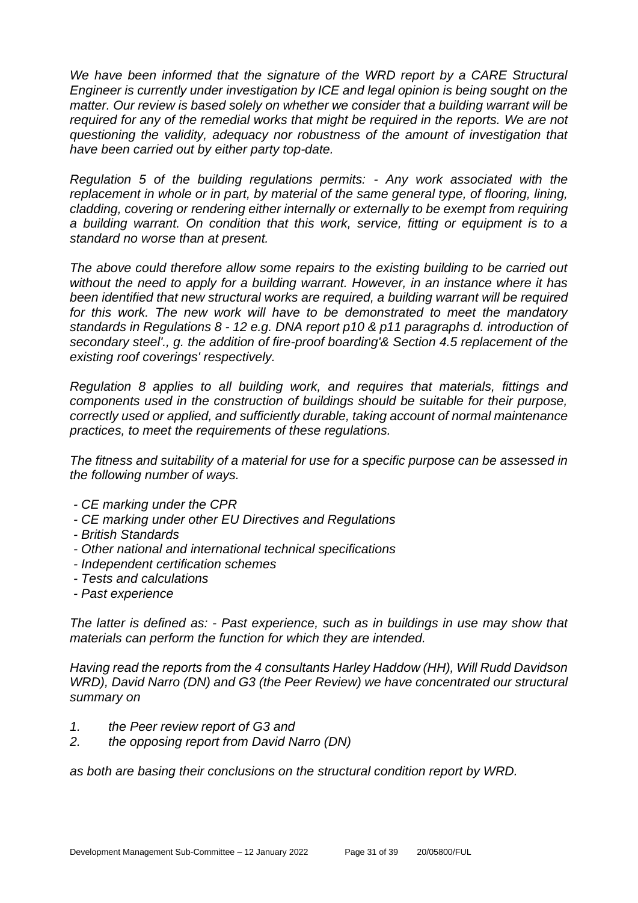*We have been informed that the signature of the WRD report by a CARE Structural Engineer is currently under investigation by ICE and legal opinion is being sought on the matter. Our review is based solely on whether we consider that a building warrant will be required for any of the remedial works that might be required in the reports. We are not questioning the validity, adequacy nor robustness of the amount of investigation that have been carried out by either party top-date.*

*Regulation 5 of the building regulations permits: - Any work associated with the replacement in whole or in part, by material of the same general type, of flooring, lining, cladding, covering or rendering either internally or externally to be exempt from requiring a building warrant. On condition that this work, service, fitting or equipment is to a standard no worse than at present.*

*The above could therefore allow some repairs to the existing building to be carried out without the need to apply for a building warrant. However, in an instance where it has been identified that new structural works are required, a building warrant will be required for this work. The new work will have to be demonstrated to meet the mandatory standards in Regulations 8 - 12 e.g. DNA report p10 & p11 paragraphs d. introduction of secondary steel'., g. the addition of fire-proof boarding'& Section 4.5 replacement of the existing roof coverings' respectively.*

*Regulation 8 applies to all building work, and requires that materials, fittings and components used in the construction of buildings should be suitable for their purpose, correctly used or applied, and sufficiently durable, taking account of normal maintenance practices, to meet the requirements of these regulations.*

*The fitness and suitability of a material for use for a specific purpose can be assessed in the following number of ways.*

- *CE marking under the CPR*
- *CE marking under other EU Directives and Regulations*
- *British Standards*
- *Other national and international technical specifications*
- *Independent certification schemes*
- *Tests and calculations*
- *Past experience*

*The latter is defined as: - Past experience, such as in buildings in use may show that materials can perform the function for which they are intended.*

*Having read the reports from the 4 consultants Harley Haddow (HH), Will Rudd Davidson WRD), David Narro (DN) and G3 (the Peer Review) we have concentrated our structural summary on*

1. *the Peer review report of G3 and*
2. *the opposing report from David Narro (DN)*

*as both are basing their conclusions on the structural condition report by WRD.*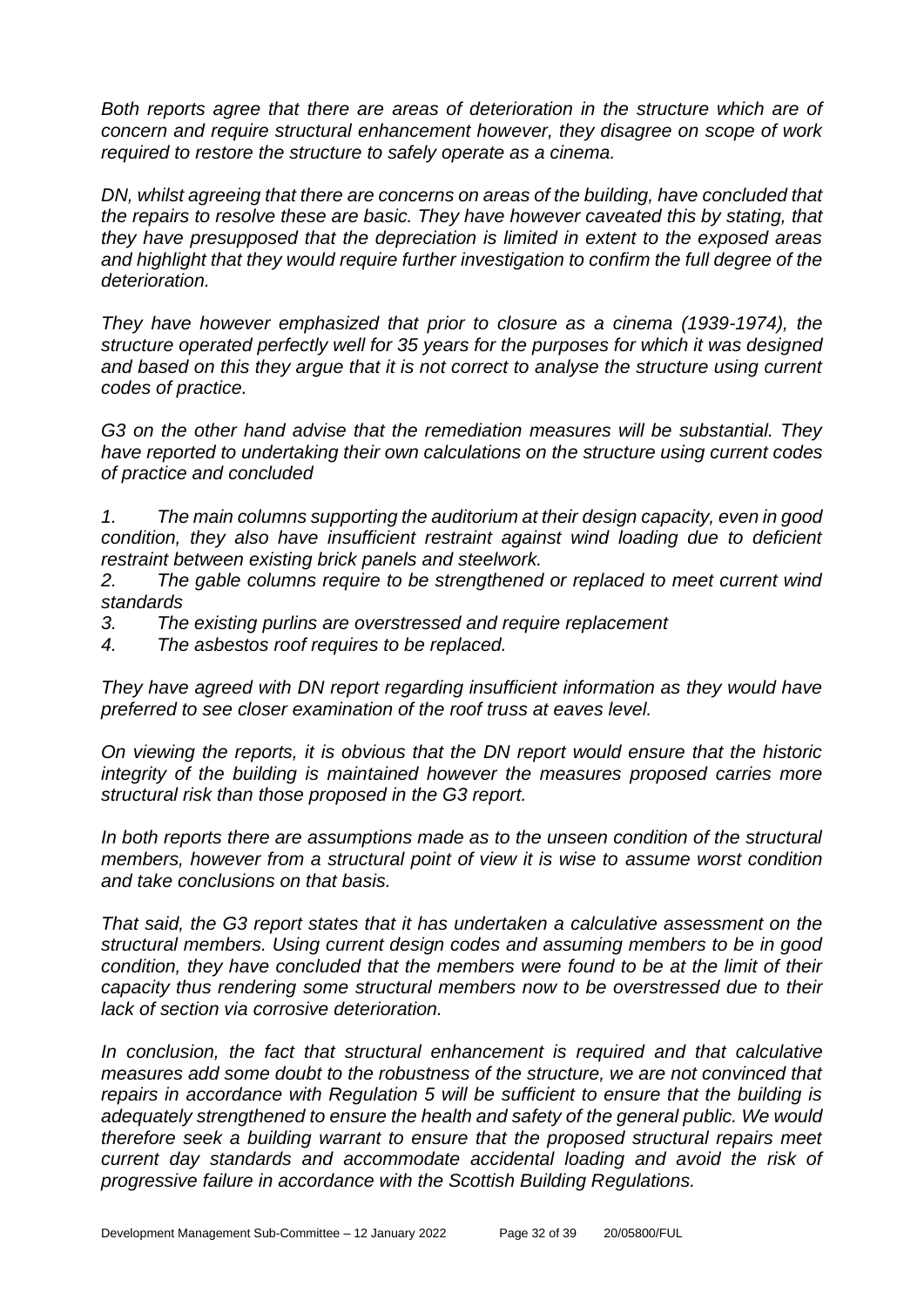*Both reports agree that there are areas of deterioration in the structure which are of concern and require structural enhancement however, they disagree on scope of work required to restore the structure to safely operate as a cinema.*

*DN, whilst agreeing that there are concerns on areas of the building, have concluded that the repairs to resolve these are basic. They have however caveated this by stating, that they have presupposed that the depreciation is limited in extent to the exposed areas and highlight that they would require further investigation to confirm the full degree of the deterioration.*

*They have however emphasized that prior to closure as a cinema (1939-1974), the structure operated perfectly well for 35 years for the purposes for which it was designed and based on this they argue that it is not correct to analyse the structure using current codes of practice.*

*G3 on the other hand advise that the remediation measures will be substantial. They have reported to undertaking their own calculations on the structure using current codes of practice and concluded*

1. *The main columns supporting the auditorium at their design capacity, even in good condition, they also have insufficient restraint against wind loading due to deficient restraint between existing brick panels and steelwork.*
2. *The gable columns require to be strengthened or replaced to meet current wind standards*
3. *The existing purlins are overstressed and require replacement*
4. *The asbestos roof requires to be replaced.*

*They have agreed with DN report regarding insufficient information as they would have preferred to see closer examination of the roof truss at eaves level.*

*On viewing the reports, it is obvious that the DN report would ensure that the historic integrity of the building is maintained however the measures proposed carries more structural risk than those proposed in the G3 report.*

*In both reports there are assumptions made as to the unseen condition of the structural members, however from a structural point of view it is wise to assume worst condition and take conclusions on that basis.*

*That said, the G3 report states that it has undertaken a calculative assessment on the structural members. Using current design codes and assuming members to be in good condition, they have concluded that the members were found to be at the limit of their capacity thus rendering some structural members now to be overstressed due to their lack of section via corrosive deterioration.*

*In conclusion, the fact that structural enhancement is required and that calculative measures add some doubt to the robustness of the structure, we are not convinced that repairs in accordance with Regulation 5 will be sufficient to ensure that the building is adequately strengthened to ensure the health and safety of the general public. We would therefore seek a building warrant to ensure that the proposed structural repairs meet current day standards and accommodate accidental loading and avoid the risk of progressive failure in accordance with the Scottish Building Regulations.*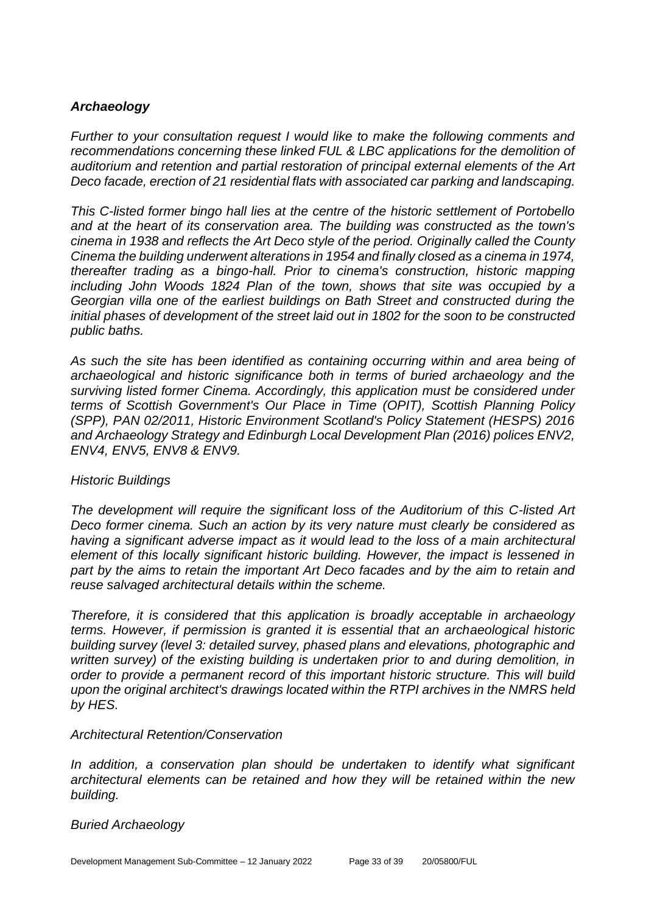### *Archaeology*

*Further to your consultation request I would like to make the following comments and recommendations concerning these linked FUL & LBC applications for the demolition of auditorium and retention and partial restoration of principal external elements of the Art Deco facade, erection of 21 residential flats with associated car parking and landscaping.*

*This C-listed former bingo hall lies at the centre of the historic settlement of Portobello and at the heart of its conservation area. The building was constructed as the town's cinema in 1938 and reflects the Art Deco style of the period. Originally called the County Cinema the building underwent alterations in 1954 and finally closed as a cinema in 1974, thereafter trading as a bingo-hall. Prior to cinema's construction, historic mapping including John Woods 1824 Plan of the town, shows that site was occupied by a Georgian villa one of the earliest buildings on Bath Street and constructed during the initial phases of development of the street laid out in 1802 for the soon to be constructed public baths.*

*As such the site has been identified as containing occurring within and area being of archaeological and historic significance both in terms of buried archaeology and the surviving listed former Cinema. Accordingly, this application must be considered under terms of Scottish Government's Our Place in Time (OPIT), Scottish Planning Policy (SPP), PAN 02/2011, Historic Environment Scotland's Policy Statement (HESPS) 2016 and Archaeology Strategy and Edinburgh Local Development Plan (2016) polices ENV2, ENV4, ENV5, ENV8 & ENV9.*

*Historic Buildings*

*The development will require the significant loss of the Auditorium of this C-listed Art Deco former cinema. Such an action by its very nature must clearly be considered as having a significant adverse impact as it would lead to the loss of a main architectural element of this locally significant historic building. However, the impact is lessened in part by the aims to retain the important Art Deco facades and by the aim to retain and reuse salvaged architectural details within the scheme.*

*Therefore, it is considered that this application is broadly acceptable in archaeology terms. However, if permission is granted it is essential that an archaeological historic building survey (level 3: detailed survey, phased plans and elevations, photographic and written survey) of the existing building is undertaken prior to and during demolition, in order to provide a permanent record of this important historic structure. This will build upon the original architect's drawings located within the RTPI archives in the NMRS held by HES.*

*Architectural Retention/Conservation*

*In addition, a conservation plan should be undertaken to identify what significant architectural elements can be retained and how they will be retained within the new building.*

*Buried Archaeology*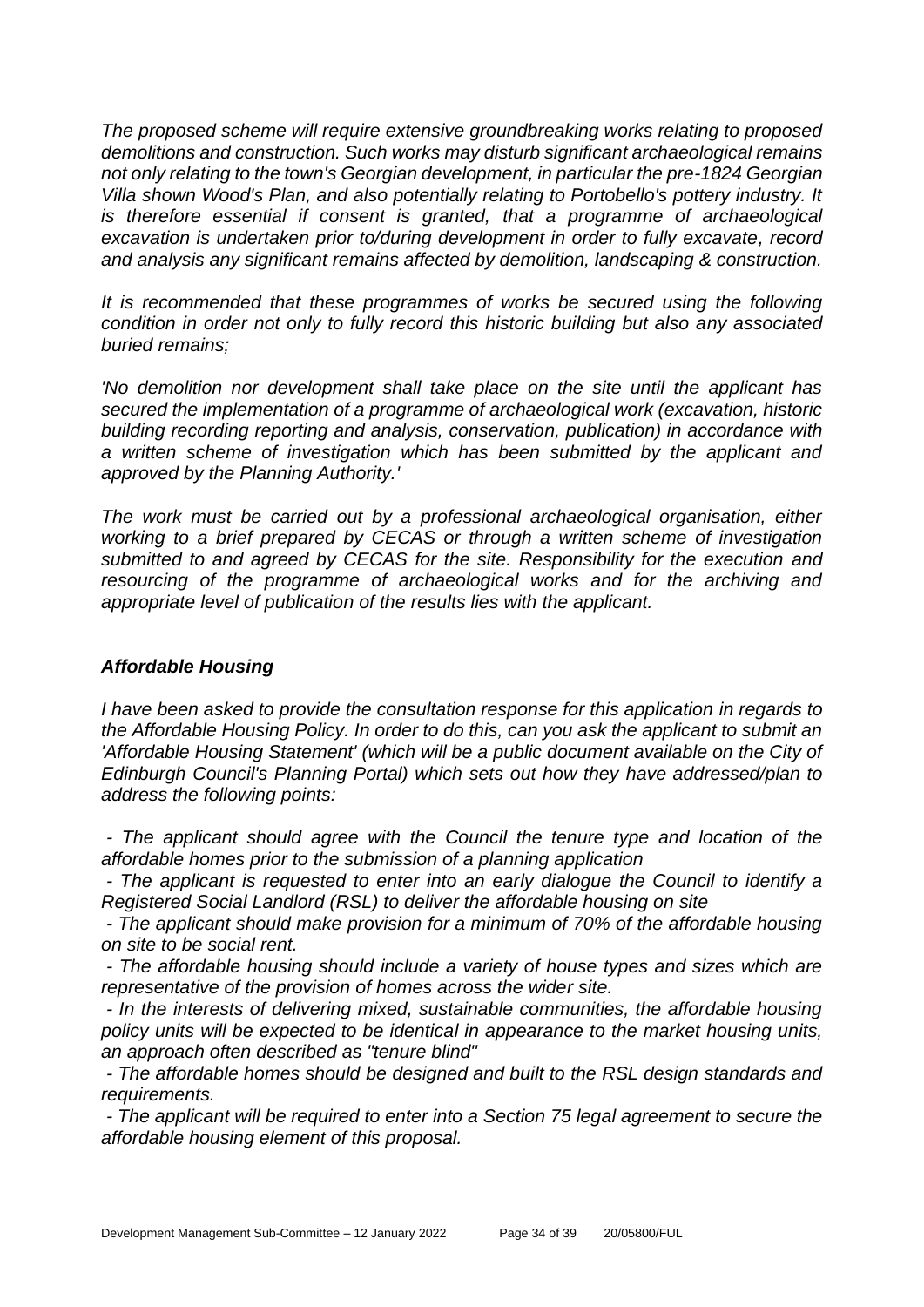*The proposed scheme will require extensive groundbreaking works relating to proposed demolitions and construction. Such works may disturb significant archaeological remains not only relating to the town's Georgian development, in particular the pre-1824 Georgian Villa shown Wood's Plan, and also potentially relating to Portobello's pottery industry. It is therefore essential if consent is granted, that a programme of archaeological excavation is undertaken prior to/during development in order to fully excavate, record and analysis any significant remains affected by demolition, landscaping & construction.*

*It is recommended that these programmes of works be secured using the following condition in order not only to fully record this historic building but also any associated buried remains;*

*'No demolition nor development shall take place on the site until the applicant has secured the implementation of a programme of archaeological work (excavation, historic building recording reporting and analysis, conservation, publication) in accordance with a written scheme of investigation which has been submitted by the applicant and approved by the Planning Authority.'*

*The work must be carried out by a professional archaeological organisation, either working to a brief prepared by CECAS or through a written scheme of investigation submitted to and agreed by CECAS for the site. Responsibility for the execution and resourcing of the programme of archaeological works and for the archiving and appropriate level of publication of the results lies with the applicant.*

### ***Affordable Housing***

*I have been asked to provide the consultation response for this application in regards to the Affordable Housing Policy. In order to do this, can you ask the applicant to submit an 'Affordable Housing Statement' (which will be a public document available on the City of Edinburgh Council's Planning Portal) which sets out how they have addressed/plan to address the following points:*

- *The applicant should agree with the Council the tenure type and location of the affordable homes prior to the submission of a planning application*
- *The applicant is requested to enter into an early dialogue the Council to identify a Registered Social Landlord (RSL) to deliver the affordable housing on site*
- *The applicant should make provision for a minimum of 70% of the affordable housing on site to be social rent.*
- *The affordable housing should include a variety of house types and sizes which are representative of the provision of homes across the wider site.*
- *In the interests of delivering mixed, sustainable communities, the affordable housing policy units will be expected to be identical in appearance to the market housing units, an approach often described as "tenure blind"*
- *The affordable homes should be designed and built to the RSL design standards and requirements.*
- *The applicant will be required to enter into a Section 75 legal agreement to secure the affordable housing element of this proposal.*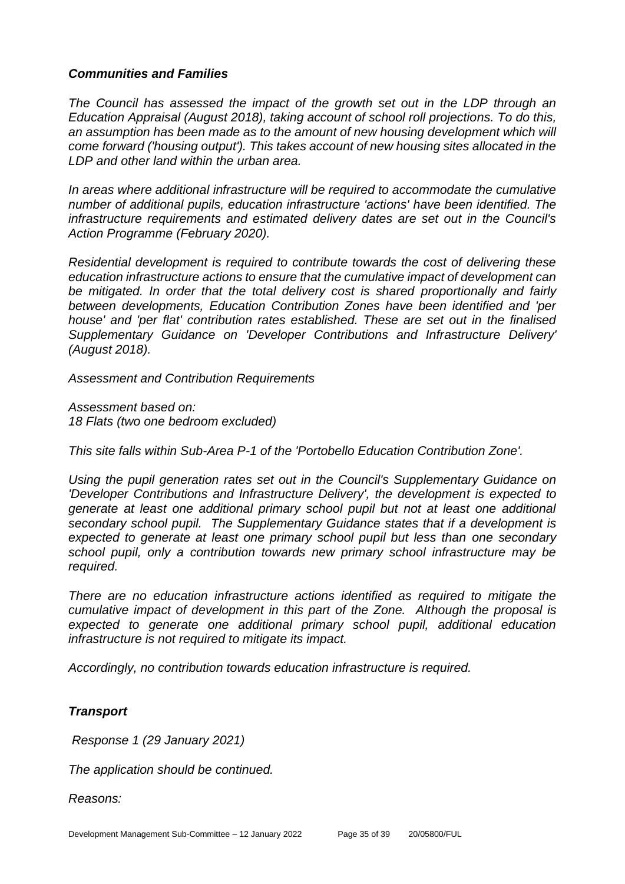### *Communities and Families*

*The Council has assessed the impact of the growth set out in the LDP through an Education Appraisal (August 2018), taking account of school roll projections. To do this, an assumption has been made as to the amount of new housing development which will come forward ('housing output'). This takes account of new housing sites allocated in the LDP and other land within the urban area.*

*In areas where additional infrastructure will be required to accommodate the cumulative number of additional pupils, education infrastructure 'actions' have been identified. The infrastructure requirements and estimated delivery dates are set out in the Council's Action Programme (February 2020).*

*Residential development is required to contribute towards the cost of delivering these education infrastructure actions to ensure that the cumulative impact of development can be mitigated. In order that the total delivery cost is shared proportionally and fairly between developments, Education Contribution Zones have been identified and 'per house' and 'per flat' contribution rates established. These are set out in the finalised Supplementary Guidance on 'Developer Contributions and Infrastructure Delivery' (August 2018).*

*Assessment and Contribution Requirements*

*Assessment based on:*
*18 Flats (two one bedroom excluded)*

*This site falls within Sub-Area P-1 of the 'Portobello Education Contribution Zone'.*

*Using the pupil generation rates set out in the Council's Supplementary Guidance on 'Developer Contributions and Infrastructure Delivery', the development is expected to generate at least one additional primary school pupil but not at least one additional secondary school pupil. The Supplementary Guidance states that if a development is expected to generate at least one primary school pupil but less than one secondary school pupil, only a contribution towards new primary school infrastructure may be required.*

*There are no education infrastructure actions identified as required to mitigate the cumulative impact of development in this part of the Zone. Although the proposal is expected to generate one additional primary school pupil, additional education infrastructure is not required to mitigate its impact.*

*Accordingly, no contribution towards education infrastructure is required.*

### *Transport*

*Response 1 (29 January 2021)*

*The application should be continued.*

*Reasons:*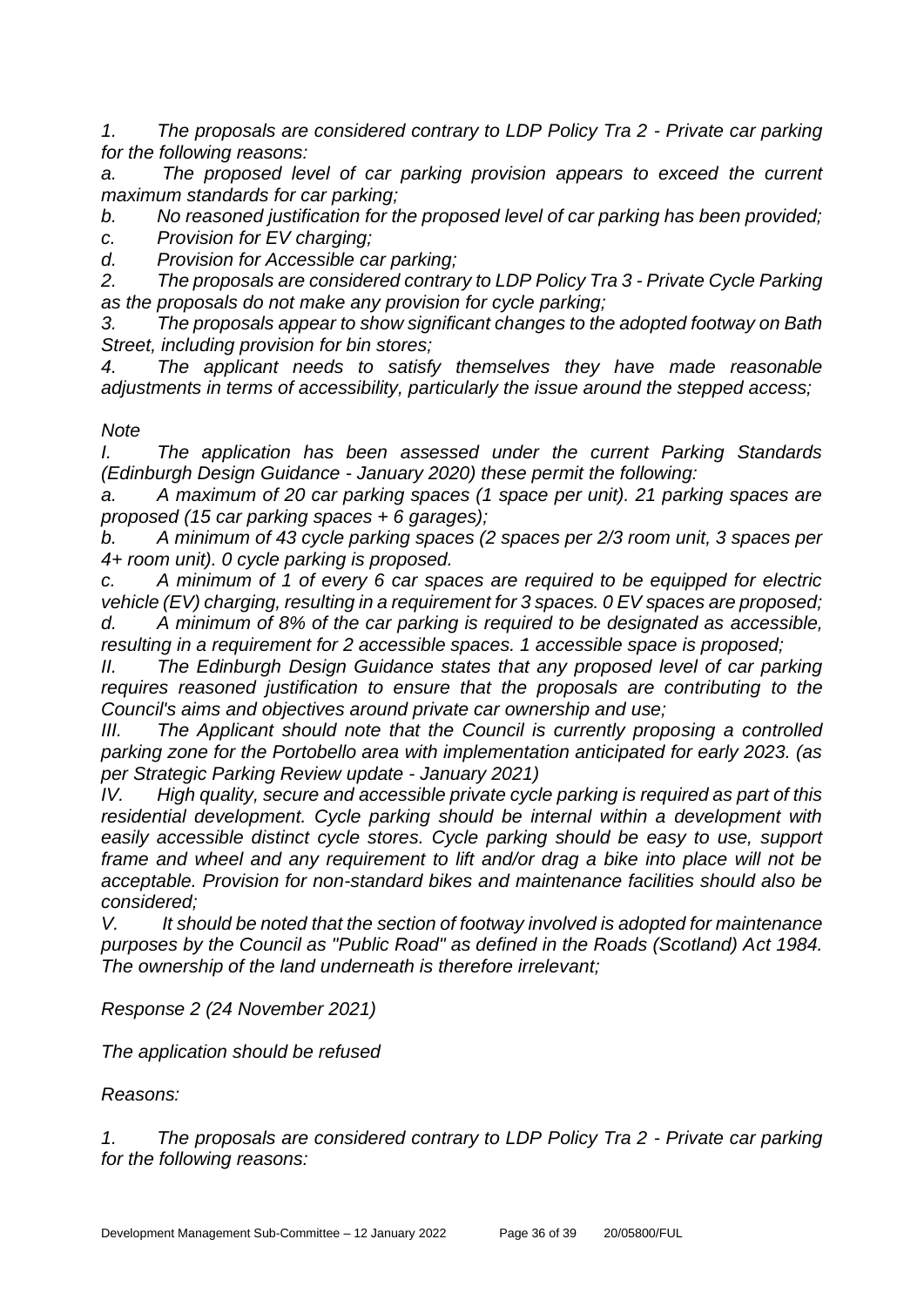*1. The proposals are considered contrary to LDP Policy Tra 2 - Private car parking for the following reasons:*

*a. The proposed level of car parking provision appears to exceed the current maximum standards for car parking;*

*b. No reasoned justification for the proposed level of car parking has been provided;*

*c. Provision for EV charging;*

*d. Provision for Accessible car parking;*

*2. The proposals are considered contrary to LDP Policy Tra 3 - Private Cycle Parking as the proposals do not make any provision for cycle parking;*

*3. The proposals appear to show significant changes to the adopted footway on Bath Street, including provision for bin stores;*

*4. The applicant needs to satisfy themselves they have made reasonable adjustments in terms of accessibility, particularly the issue around the stepped access;*

*Note*

*I. The application has been assessed under the current Parking Standards (Edinburgh Design Guidance - January 2020) these permit the following:*

*a. A maximum of 20 car parking spaces (1 space per unit). 21 parking spaces are proposed (15 car parking spaces + 6 garages);*

*b. A minimum of 43 cycle parking spaces (2 spaces per 2/3 room unit, 3 spaces per 4+ room unit). 0 cycle parking is proposed.*

*c. A minimum of 1 of every 6 car spaces are required to be equipped for electric vehicle (EV) charging, resulting in a requirement for 3 spaces. 0 EV spaces are proposed;*

*d. A minimum of 8% of the car parking is required to be designated as accessible, resulting in a requirement for 2 accessible spaces. 1 accessible space is proposed;*

*II. The Edinburgh Design Guidance states that any proposed level of car parking requires reasoned justification to ensure that the proposals are contributing to the Council's aims and objectives around private car ownership and use;*

*III. The Applicant should note that the Council is currently proposing a controlled parking zone for the Portobello area with implementation anticipated for early 2023. (as per Strategic Parking Review update - January 2021)*

*IV. High quality, secure and accessible private cycle parking is required as part of this residential development. Cycle parking should be internal within a development with easily accessible distinct cycle stores. Cycle parking should be easy to use, support frame and wheel and any requirement to lift and/or drag a bike into place will not be acceptable. Provision for non-standard bikes and maintenance facilities should also be considered;*

*V. It should be noted that the section of footway involved is adopted for maintenance purposes by the Council as "Public Road" as defined in the Roads (Scotland) Act 1984. The ownership of the land underneath is therefore irrelevant;*

*Response 2 (24 November 2021)*

*The application should be refused*

*Reasons:*

*1. The proposals are considered contrary to LDP Policy Tra 2 - Private car parking for the following reasons:*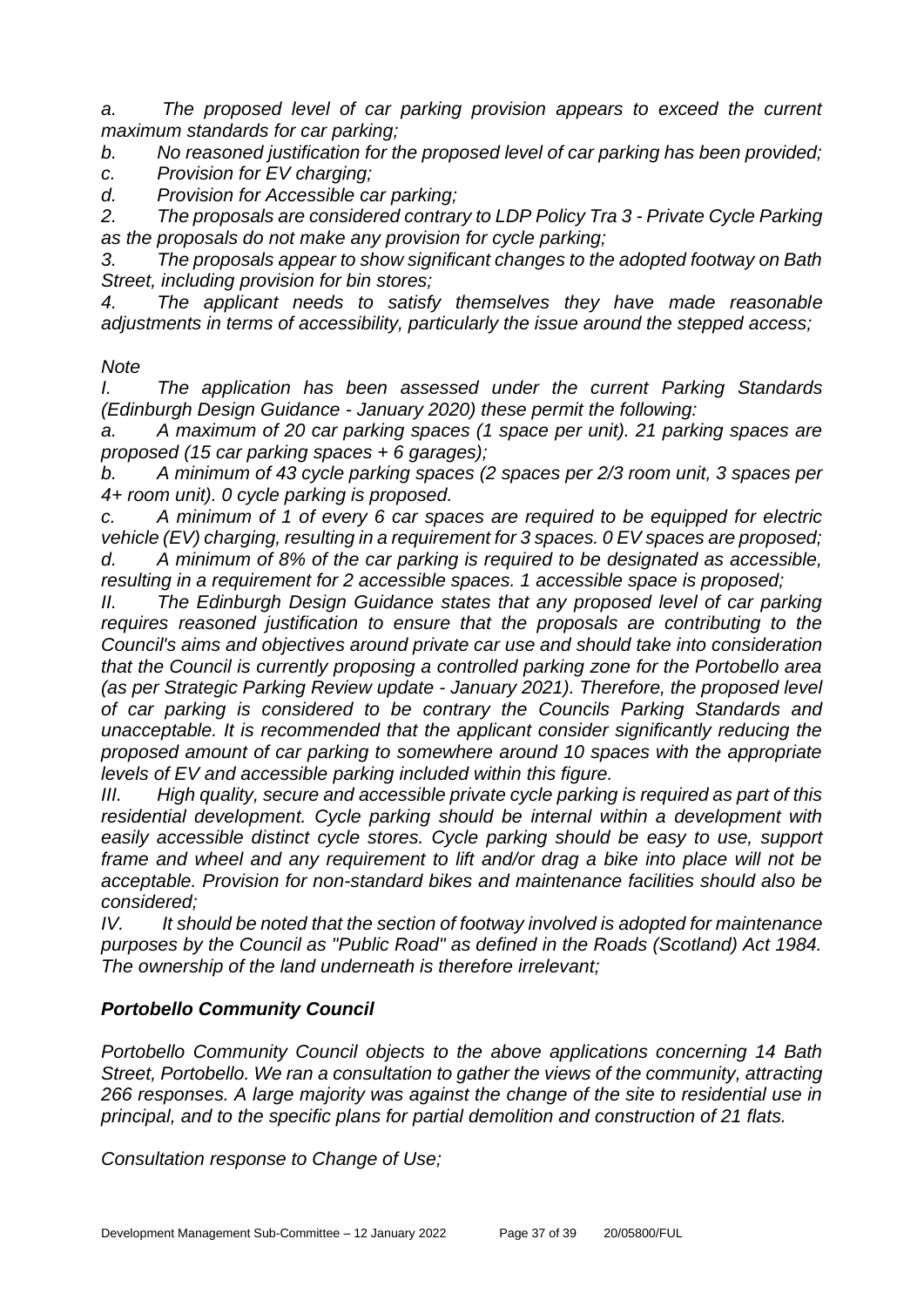*a. The proposed level of car parking provision appears to exceed the current maximum standards for car parking;*

*b. No reasoned justification for the proposed level of car parking has been provided;*

*c. Provision for EV charging;*

*d. Provision for Accessible car parking;*

*2. The proposals are considered contrary to LDP Policy Tra 3 - Private Cycle Parking as the proposals do not make any provision for cycle parking;*

*3. The proposals appear to show significant changes to the adopted footway on Bath Street, including provision for bin stores;*

*4. The applicant needs to satisfy themselves they have made reasonable adjustments in terms of accessibility, particularly the issue around the stepped access;*

*Note*

*I. The application has been assessed under the current Parking Standards (Edinburgh Design Guidance - January 2020) these permit the following:*

*a. A maximum of 20 car parking spaces (1 space per unit). 21 parking spaces are proposed (15 car parking spaces + 6 garages);*

*b. A minimum of 43 cycle parking spaces (2 spaces per 2/3 room unit, 3 spaces per 4+ room unit). 0 cycle parking is proposed.*

*c. A minimum of 1 of every 6 car spaces are required to be equipped for electric vehicle (EV) charging, resulting in a requirement for 3 spaces. 0 EV spaces are proposed;*

*d. A minimum of 8% of the car parking is required to be designated as accessible, resulting in a requirement for 2 accessible spaces. 1 accessible space is proposed;*

*II. The Edinburgh Design Guidance states that any proposed level of car parking requires reasoned justification to ensure that the proposals are contributing to the Council's aims and objectives around private car use and should take into consideration that the Council is currently proposing a controlled parking zone for the Portobello area (as per Strategic Parking Review update - January 2021). Therefore, the proposed level of car parking is considered to be contrary the Councils Parking Standards and unacceptable. It is recommended that the applicant consider significantly reducing the proposed amount of car parking to somewhere around 10 spaces with the appropriate levels of EV and accessible parking included within this figure.*

*III. High quality, secure and accessible private cycle parking is required as part of this residential development. Cycle parking should be internal within a development with easily accessible distinct cycle stores. Cycle parking should be easy to use, support frame and wheel and any requirement to lift and/or drag a bike into place will not be acceptable. Provision for non-standard bikes and maintenance facilities should also be considered;*

*IV. It should be noted that the section of footway involved is adopted for maintenance purposes by the Council as "Public Road" as defined in the Roads (Scotland) Act 1984. The ownership of the land underneath is therefore irrelevant;*

### ***Portobello Community Council***

*Portobello Community Council objects to the above applications concerning 14 Bath Street, Portobello. We ran a consultation to gather the views of the community, attracting 266 responses. A large majority was against the change of the site to residential use in principal, and to the specific plans for partial demolition and construction of 21 flats.*

*Consultation response to Change of Use;*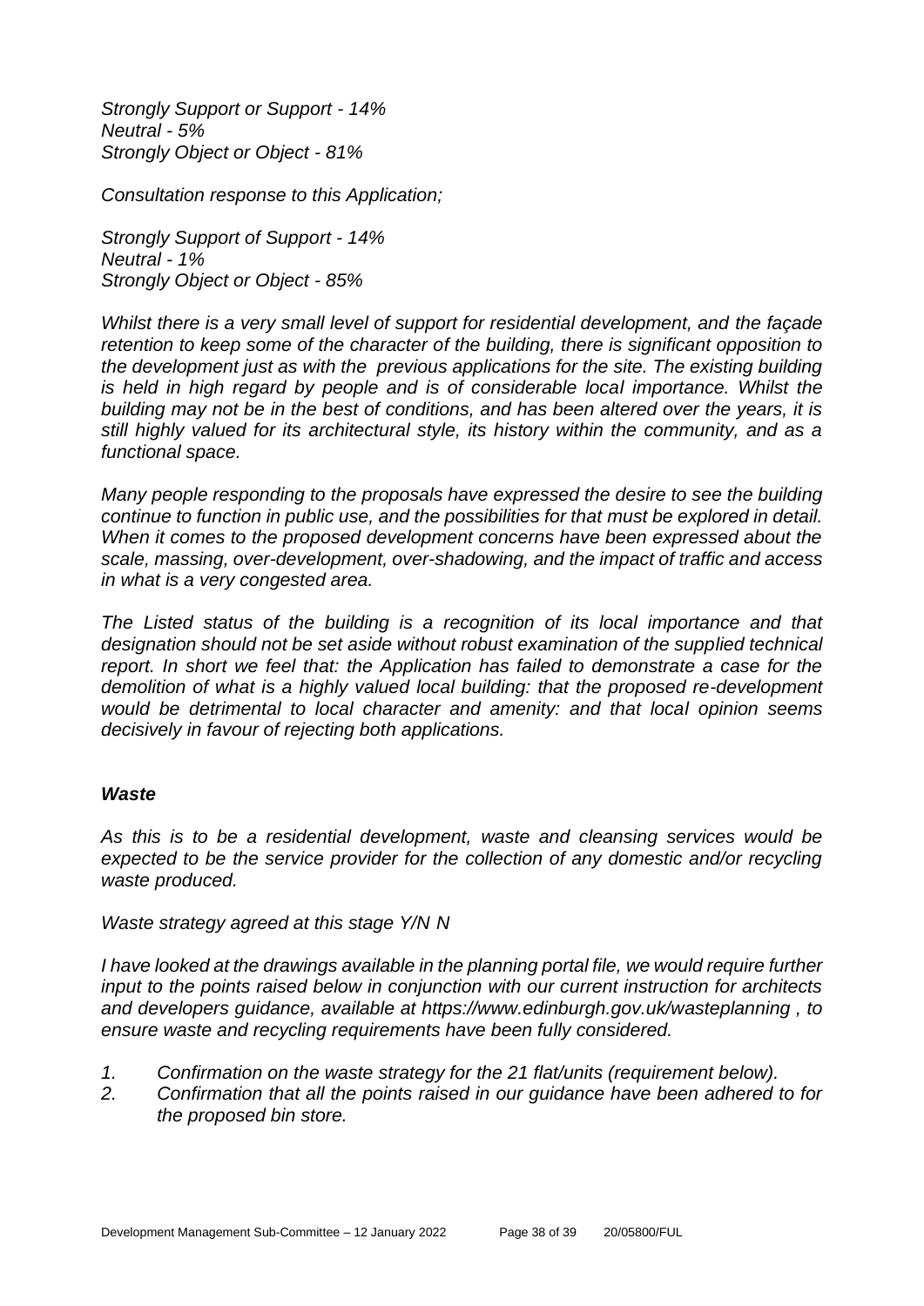*Strongly Support or Support - 14%*
*Neutral - 5%*
*Strongly Object or Object - 81%*

*Consultation response to this Application;*

*Strongly Support of Support - 14%*
*Neutral - 1%*
*Strongly Object or Object - 85%*

*Whilst there is a very small level of support for residential development, and the façade retention to keep some of the character of the building, there is significant opposition to the development just as with the previous applications for the site. The existing building is held in high regard by people and is of considerable local importance. Whilst the building may not be in the best of conditions, and has been altered over the years, it is still highly valued for its architectural style, its history within the community, and as a functional space.*

*Many people responding to the proposals have expressed the desire to see the building continue to function in public use, and the possibilities for that must be explored in detail. When it comes to the proposed development concerns have been expressed about the scale, massing, over-development, over-shadowing, and the impact of traffic and access in what is a very congested area.*

*The Listed status of the building is a recognition of its local importance and that designation should not be set aside without robust examination of the supplied technical report. In short we feel that: the Application has failed to demonstrate a case for the demolition of what is a highly valued local building: that the proposed re-development would be detrimental to local character and amenity: and that local opinion seems decisively in favour of rejecting both applications.*

***Waste***

*As this is to be a residential development, waste and cleansing services would be expected to be the service provider for the collection of any domestic and/or recycling waste produced.*

*Waste strategy agreed at this stage Y/N N*

*I have looked at the drawings available in the planning portal file, we would require further input to the points raised below in conjunction with our current instruction for architects and developers guidance, available at https://www.edinburgh.gov.uk/wasteplanning , to ensure waste and recycling requirements have been fully considered.*

1. *Confirmation on the waste strategy for the 21 flat/units (requirement below).*
2. *Confirmation that all the points raised in our guidance have been adhered to for the proposed bin store.*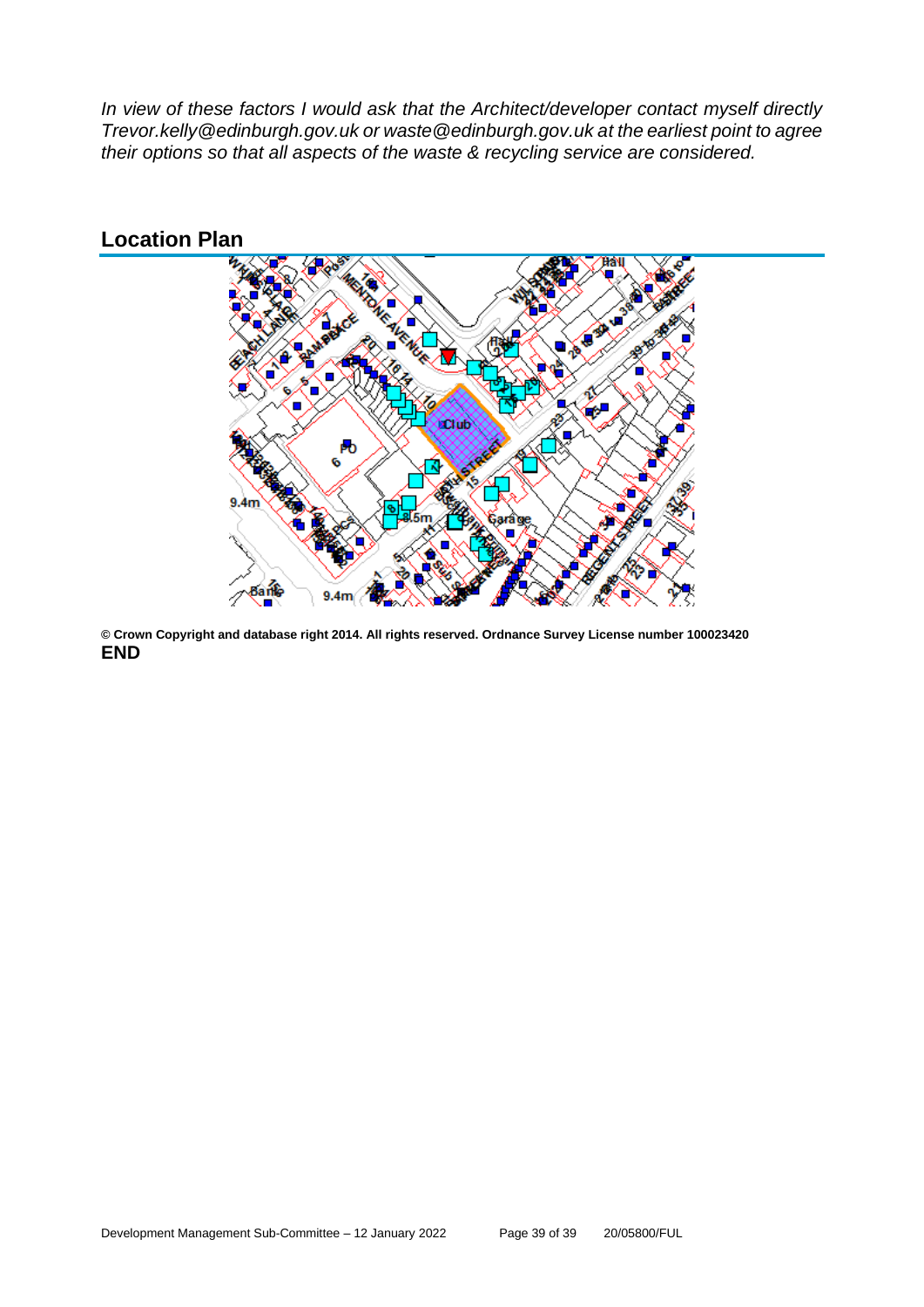*In view of these factors I would ask that the Architect/developer contact myself directly Trevor.kelly@edinburgh.gov.uk or waste@edinburgh.gov.uk at the earliest point to agree their options so that all aspects of the waste & recycling service are considered.*

## Location Plan

**© Crown Copyright and database right 2014. All rights reserved. Ordnance Survey License number 100023420**

**END**